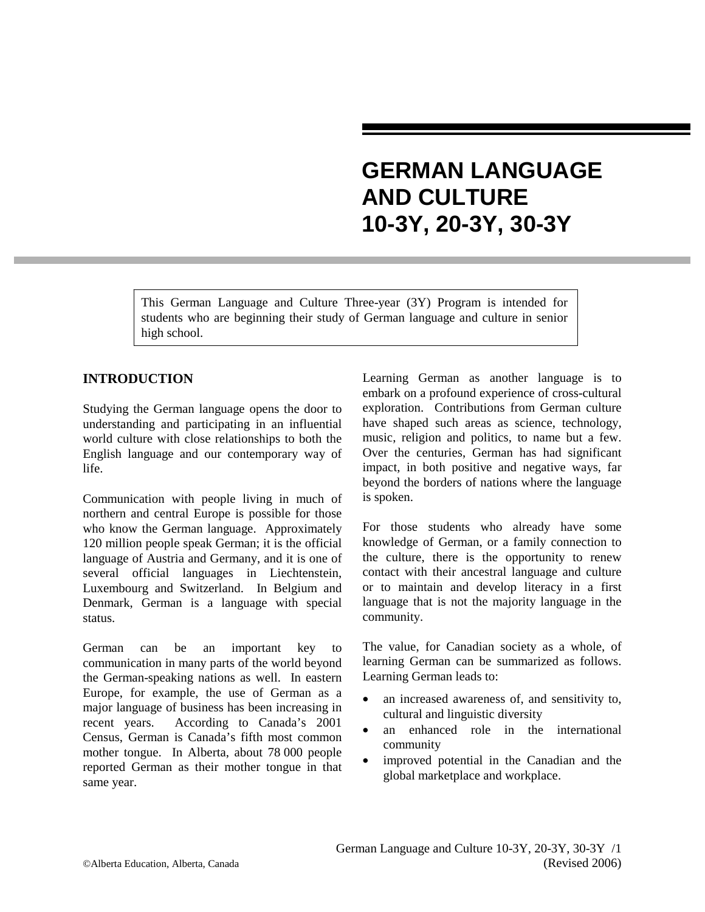# GERMAN LANGUAGE AND CULTURE 10-3Y, 20-3Y, 30-3Y

This German Language and Culture Three-year (3Y) Program is intended for students who are beginning their study of German language and culture in senior high school.

## INTRODUCTION

Studying the German language opens the door to understanding and participating in an influential world culture with close relationships to both the English language and our contemporary way of life.

Communication with people living in much of northern and central Europe is possible for those who know the German language. Approximately 120 million people speak German; it is the official language of Austria and Germany, and it is one of several official languages in Liechtenstein, Luxembourg and Switzerland. In Belgium and Denmark, German is a language with special status.

German can be an important key to communication in many parts of the world beyond the German-speaking nations as well. In eastern Europe, for example, the use of German as a major language of business has been increasing in recent years. According to Canada's 2001 Census, German is Canada's fifth most common mother tongue. In Alberta, about 78 000 people reported German as their mother tongue in that same year.

Learning German as another language is to embark on a profound experience of cross-cultural exploration. Contributions from German culture have shaped such areas as science, technology, music, religion and politics, to name but a few. Over the centuries, German has had significant impact, in both positive and negative ways, far beyond the borders of nations where the language is spoken.

For those students who already have some knowledge of German, or a family connection to the culture, there is the opportunity to renew contact with their ancestral language and culture or to maintain and develop literacy in a first language that is not the majority language in the community.

The value, for Canadian society as a whole, of learning German can be summarized as follows. Learning German leads to:

- an increased awareness of, and sensitivity to, cultural and linguistic diversity
- an enhanced role in the international community
- improved potential in the Canadian and the global marketplace and workplace.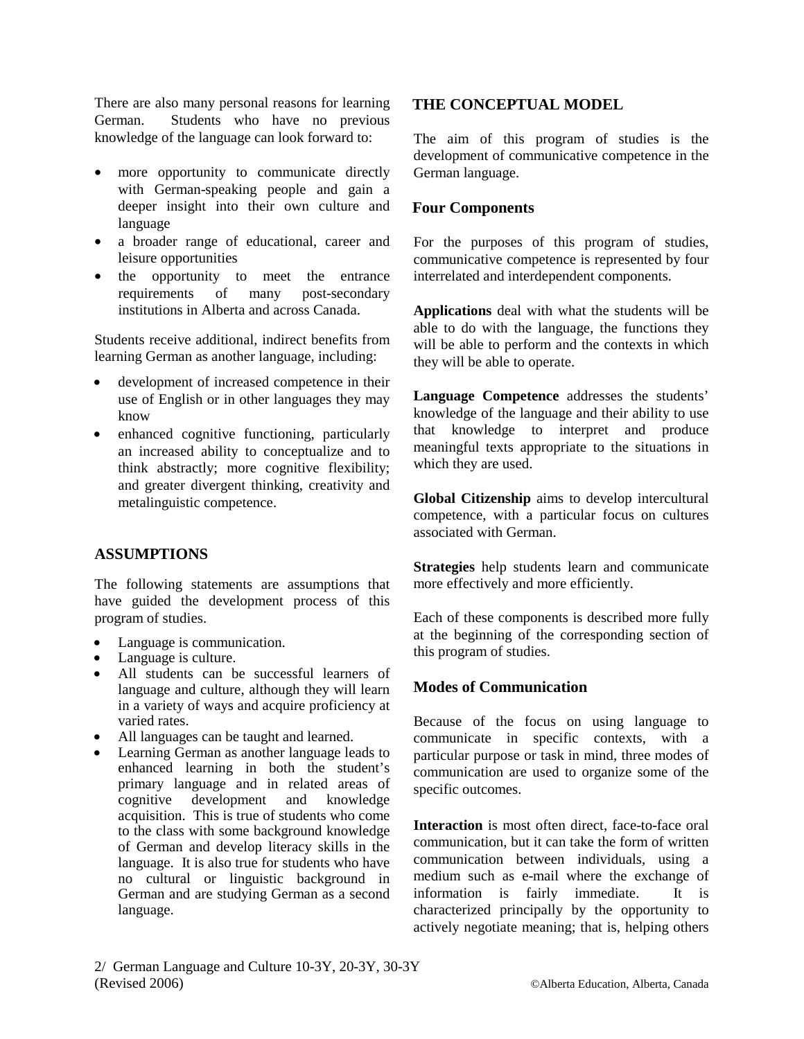There are also many personal reasons for learning German. Students who have no previous knowledge of the language can look forward to:

- more opportunity to communicate directly with German-speaking people and gain a deeper insight into their own culture and language
- a broader range of educational, career and leisure opportunities
- the opportunity to meet the entrance requirements of many post-secondary institutions in Alberta and across Canada.

Students receive additional, indirect benefits from learning German as another language, including:

- development of increased competence in their use of English or in other languages they may know
- enhanced cognitive functioning, particularly an increased ability to conceptualize and to think abstractly; more cognitive flexibility; and greater divergent thinking, creativity and metalinguistic competence.

## ASSUMPTIONS

The following statements are assumptions that have guided the development process of this program of studies.

- Language is communication.
- Language is culture.
- All students can be successful learners of language and culture, although they will learn in a variety of ways and acquire proficiency at varied rates.
- All languages can be taught and learned.
- Learning German as another language leads to enhanced learning in both the student's primary language and in related areas of cognitive development and knowledge acquisition. This is true of students who come to the class with some background knowledge of German and develop literacy skills in the language. It is also true for students who have no cultural or linguistic background in German and are studying German as a second language.

## THE CONCEPTUAL MODEL

The aim of this program of studies is the development of communicative competence in the German language.

### Four Components

For the purposes of this program of studies, communicative competence is represented by four interrelated and interdependent components.

**Applications** deal with what the students will be able to do with the language, the functions they will be able to perform and the contexts in which they will be able to operate.

**Language Competence** addresses the students' knowledge of the language and their ability to use that knowledge to interpret and produce meaningful texts appropriate to the situations in which they are used.

**Global Citizenship** aims to develop intercultural competence, with a particular focus on cultures associated with German.

**Strategies** help students learn and communicate more effectively and more efficiently.

Each of these components is described more fully at the beginning of the corresponding section of this program of studies.

### Modes of Communication

Because of the focus on using language to communicate in specific contexts, with a particular purpose or task in mind, three modes of communication are used to organize some of the specific outcomes.

**Interaction** is most often direct, face-to-face oral communication, but it can take the form of written communication between individuals, using a medium such as e-mail where the exchange of information is fairly immediate. It is characterized principally by the opportunity to actively negotiate meaning; that is, helping others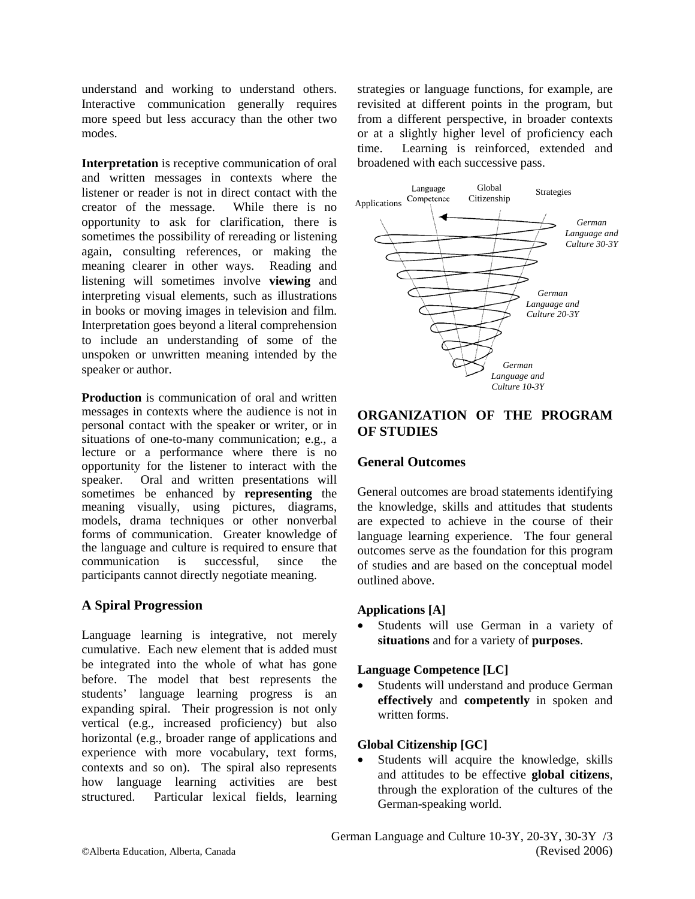understand and working to understand others. Interactive communication generally requires more speed but less accuracy than the other two modes.

**Interpretation** is receptive communication of oral and written messages in contexts where the listener or reader is not in direct contact with the creator of the message. While there is no opportunity to ask for clarification, there is sometimes the possibility of rereading or listening again, consulting references, or making the meaning clearer in other ways. Reading and listening will sometimes involve **viewing** and interpreting visual elements, such as illustrations in books or moving images in television and film. Interpretation goes beyond a literal comprehension to include an understanding of some of the unspoken or unwritten meaning intended by the speaker or author.

**Production** is communication of oral and written messages in contexts where the audience is not in personal contact with the speaker or writer, or in situations of one-to-many communication; e.g., a lecture or a performance where there is no opportunity for the listener to interact with the speaker. Oral and written presentations will sometimes be enhanced by **representing** the meaning visually, using pictures, diagrams, models, drama techniques or other nonverbal forms of communication. Greater knowledge of the language and culture is required to ensure that communication is successful, since the participants cannot directly negotiate meaning.

## A Spiral Progression

Language learning is integrative, not merely cumulative. Each new element that is added must be integrated into the whole of what has gone before. The model that best represents the students' language learning progress is an expanding spiral. Their progression is not only vertical (e.g., increased proficiency) but also horizontal (e.g., broader range of applications and experience with more vocabulary, text forms, contexts and so on). The spiral also represents how language learning activities are best structured. Particular lexical fields, learning strategies or language functions, for example, are revisited at different points in the program, but from a different perspective, in broader contexts or at a slightly higher level of proficiency each time. Learning is reinforced, extended and broadened with each successive pass.

Applications | Language Competence | Global Citizenship | Strategies

*German Language and Culture 30-3Y*

*German Language and Culture 20-3Y*

*German Language and Culture 10-3Y*

## ORGANIZATION OF THE PROGRAM OF STUDIES

### General Outcomes

General outcomes are broad statements identifying the knowledge, skills and attitudes that students are expected to achieve in the course of their language learning experience. The four general outcomes serve as the foundation for this program of studies and are based on the conceptual model outlined above.

**Applications [A]**

- Students will use German in a variety of **situations** and for a variety of **purposes**.

**Language Competence [LC]**

- Students will understand and produce German **effectively** and **competently** in spoken and written forms.

**Global Citizenship [GC]**

- Students will acquire the knowledge, skills and attitudes to be effective **global citizens**, through the exploration of the cultures of the German-speaking world.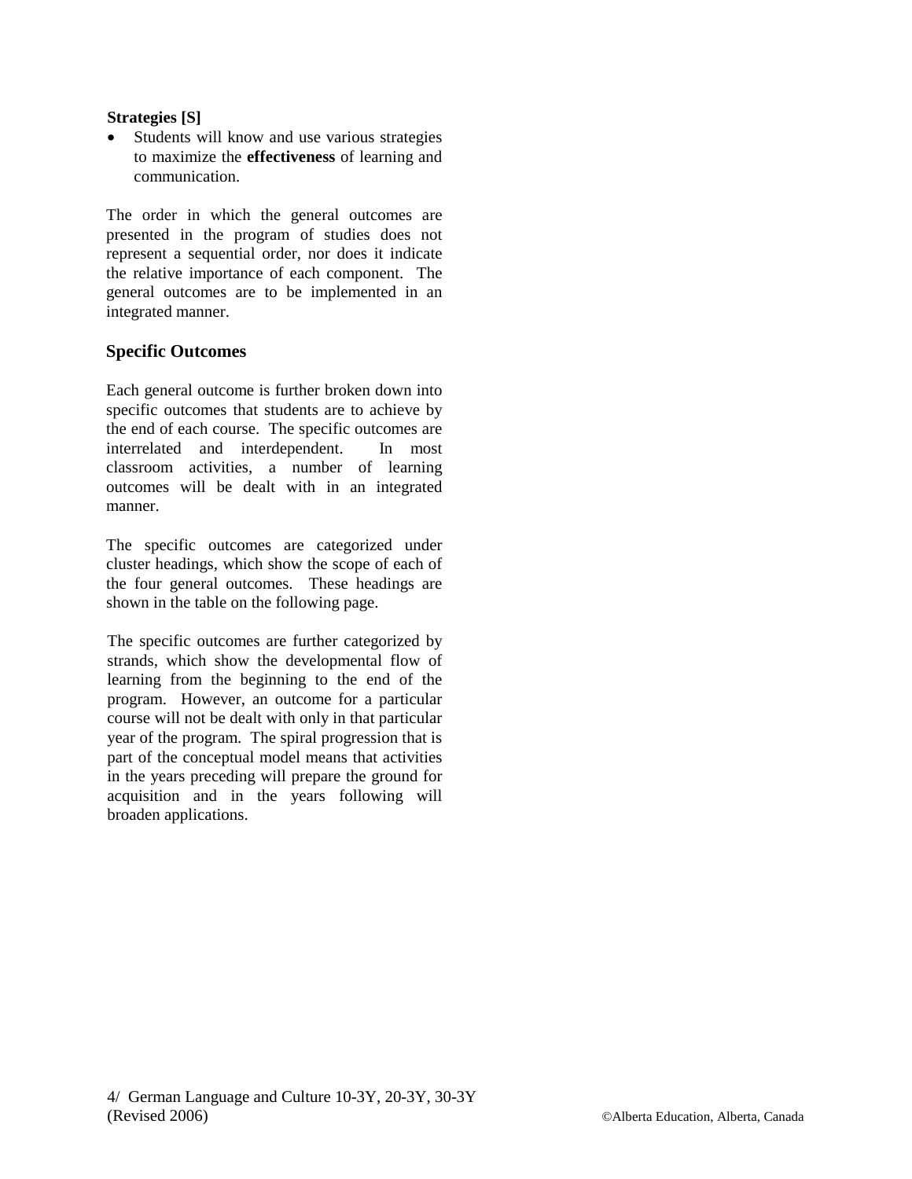**Strategies [S]**

- Students will know and use various strategies to maximize the **effectiveness** of learning and communication.

The order in which the general outcomes are presented in the program of studies does not represent a sequential order, nor does it indicate the relative importance of each component. The general outcomes are to be implemented in an integrated manner.

## Specific Outcomes

Each general outcome is further broken down into specific outcomes that students are to achieve by the end of each course. The specific outcomes are interrelated and interdependent. In most classroom activities, a number of learning outcomes will be dealt with in an integrated manner.

The specific outcomes are categorized under cluster headings, which show the scope of each of the four general outcomes. These headings are shown in the table on the following page.

The specific outcomes are further categorized by strands, which show the developmental flow of learning from the beginning to the end of the program. However, an outcome for a particular course will not be dealt with only in that particular year of the program. The spiral progression that is part of the conceptual model means that activities in the years preceding will prepare the ground for acquisition and in the years following will broaden applications.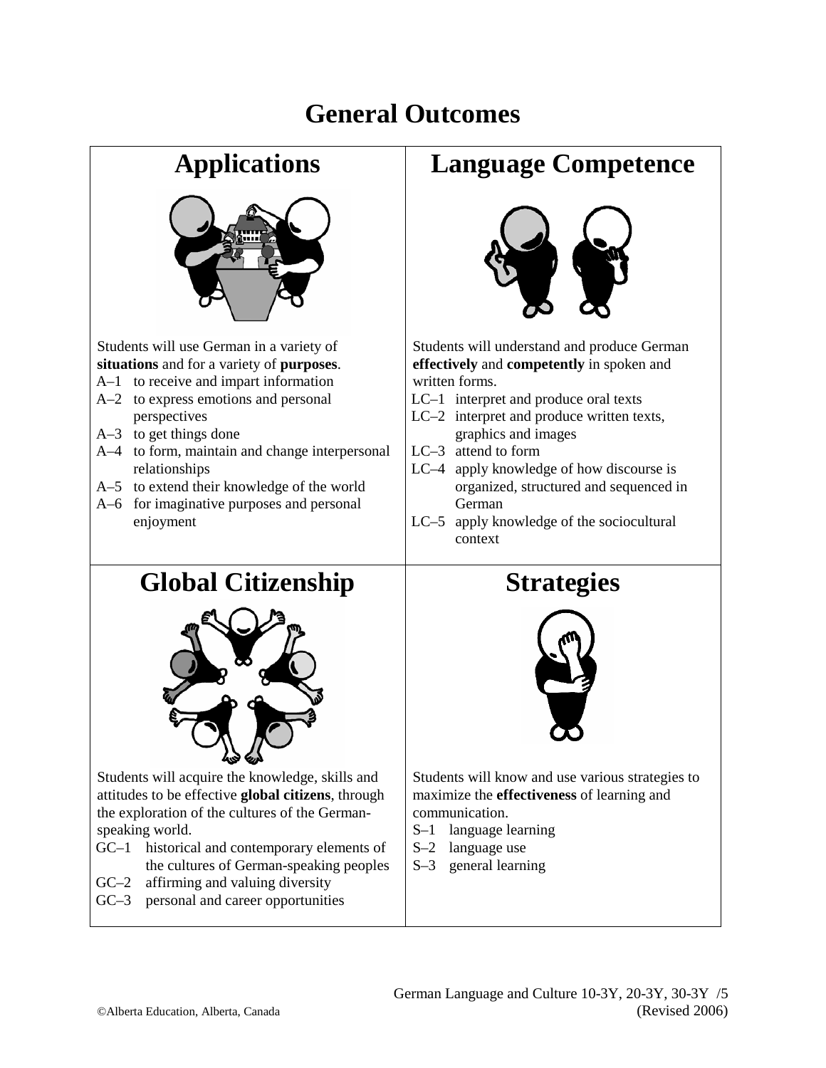# General Outcomes

## Applications

Students will use German in a variety of **situations** and for a variety of **purposes**.

- A–1 to receive and impart information
- A–2 to express emotions and personal perspectives
- A–3 to get things done
- A–4 to form, maintain and change interpersonal relationships
- A–5 to extend their knowledge of the world
- A–6 for imaginative purposes and personal enjoyment

## Language Competence

Students will understand and produce German **effectively** and **competently** in spoken and written forms.

- LC–1 interpret and produce oral texts
- LC–2 interpret and produce written texts, graphics and images
- LC–3 attend to form
- LC–4 apply knowledge of how discourse is organized, structured and sequenced in German
- LC–5 apply knowledge of the sociocultural context

## Global Citizenship

Students will acquire the knowledge, skills and attitudes to be effective **global citizens**, through the exploration of the cultures of the German-speaking world.

- GC–1 historical and contemporary elements of the cultures of German-speaking peoples
- GC–2 affirming and valuing diversity
- GC–3 personal and career opportunities

## Strategies

Students will know and use various strategies to maximize the **effectiveness** of learning and communication.

- S–1 language learning
- S–2 language use
- S–3 general learning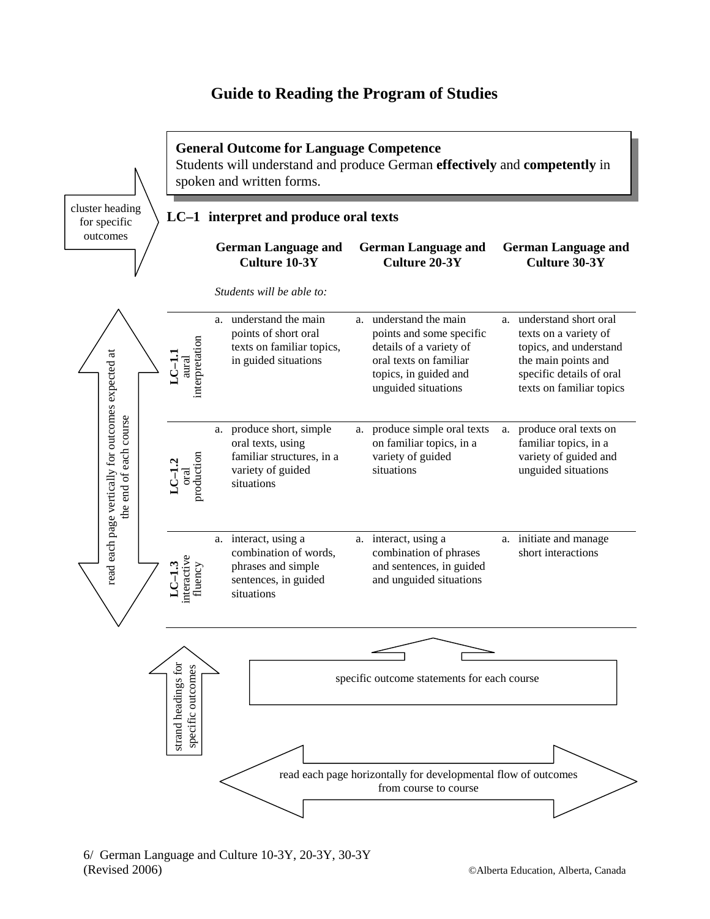# Guide to Reading the Program of Studies

**General Outcome for Language Competence**
Students will understand and produce German **effectively** and **competently** in spoken and written forms.

cluster heading for specific outcomes

## LC–1 interpret and produce oral texts

*Students will be able to:*

| | German Language and Culture 10-3Y | German Language and Culture 20-3Y | German Language and Culture 30-3Y |
|---|---|---|---|
| **LC–1.1** aural interpretation | a. understand the main points of short oral texts on familiar topics, in guided situations | a. understand the main points and some specific details of a variety of oral texts on familiar topics, in guided and unguided situations | a. understand short oral texts on a variety of topics, and understand the main points and specific details of oral texts on familiar topics |
| **LC–1.2** oral production | a. produce short, simple oral texts, using familiar structures, in a variety of guided situations | a. produce simple oral texts on familiar topics, in a variety of guided situations | a. produce oral texts on familiar topics, in a variety of guided and unguided situations |
| **LC–1.3** interactive fluency | a. interact, using a combination of words, phrases and simple sentences, in guided situations | a. interact, using a combination of phrases and sentences, in guided and unguided situations | a. initiate and manage short interactions |

read each page vertically for outcomes expected at the end of each course

strand headings for specific outcomes

specific outcome statements for each course

read each page horizontally for developmental flow of outcomes from course to course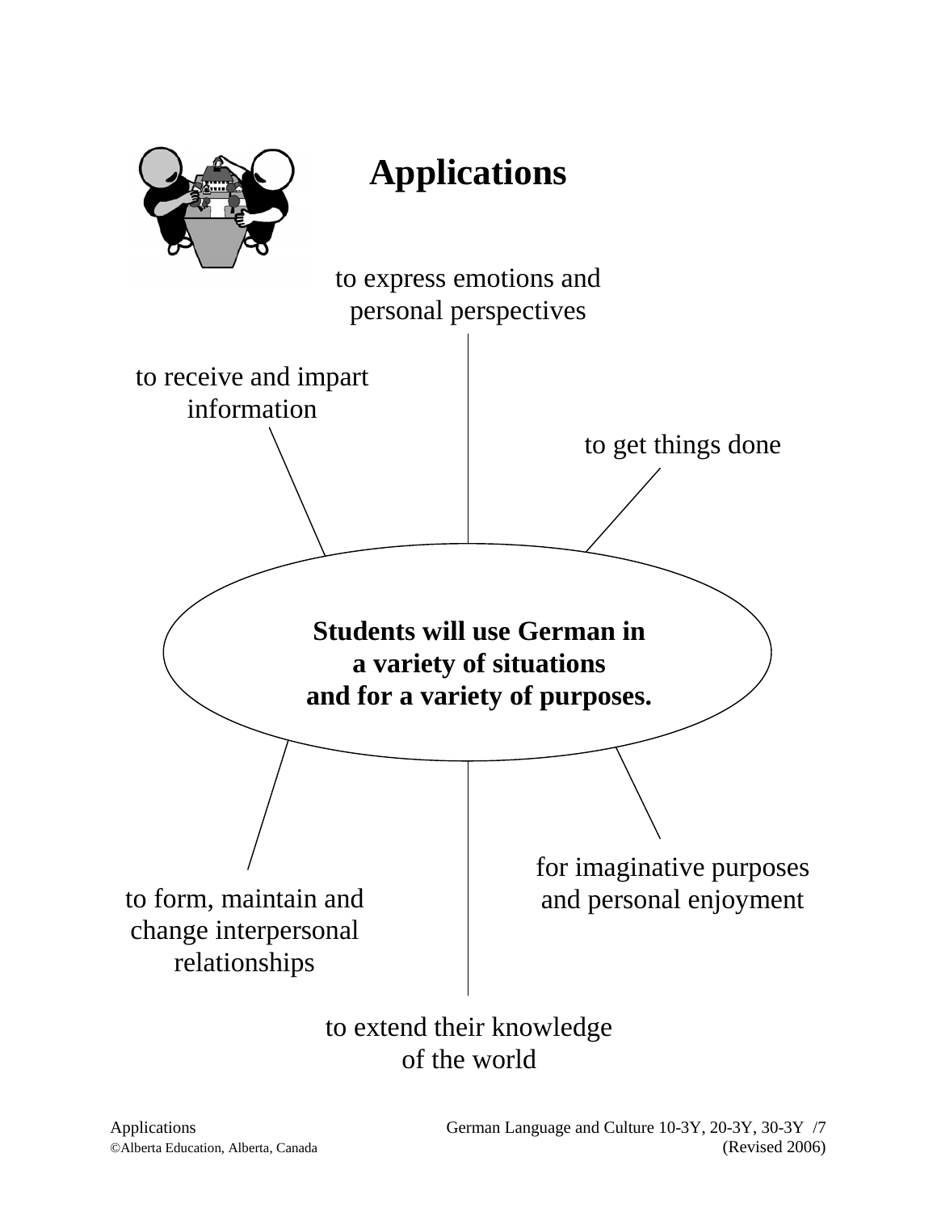# Applications

**Students will use German in a variety of situations and for a variety of purposes.**

- to express emotions and personal perspectives
- to get things done
- for imaginative purposes and personal enjoyment
- to extend their knowledge of the world
- to form, maintain and change interpersonal relationships
- to receive and impart information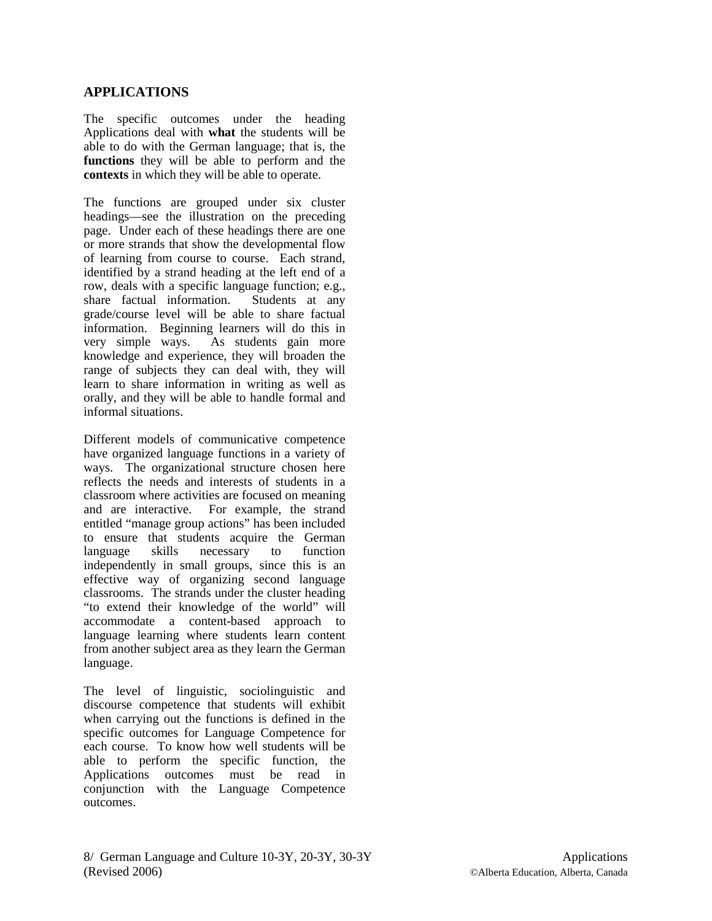## APPLICATIONS

The specific outcomes under the heading Applications deal with **what** the students will be able to do with the German language; that is, the **functions** they will be able to perform and the **contexts** in which they will be able to operate.

The functions are grouped under six cluster headings—see the illustration on the preceding page. Under each of these headings there are one or more strands that show the developmental flow of learning from course to course. Each strand, identified by a strand heading at the left end of a row, deals with a specific language function; e.g., share factual information. Students at any grade/course level will be able to share factual information. Beginning learners will do this in very simple ways. As students gain more knowledge and experience, they will broaden the range of subjects they can deal with, they will learn to share information in writing as well as orally, and they will be able to handle formal and informal situations.

Different models of communicative competence have organized language functions in a variety of ways. The organizational structure chosen here reflects the needs and interests of students in a classroom where activities are focused on meaning and are interactive. For example, the strand entitled "manage group actions" has been included to ensure that students acquire the German language skills necessary to function independently in small groups, since this is an effective way of organizing second language classrooms. The strands under the cluster heading "to extend their knowledge of the world" will accommodate a content-based approach to language learning where students learn content from another subject area as they learn the German language.

The level of linguistic, sociolinguistic and discourse competence that students will exhibit when carrying out the functions is defined in the specific outcomes for Language Competence for each course. To know how well students will be able to perform the specific function, the Applications outcomes must be read in conjunction with the Language Competence outcomes.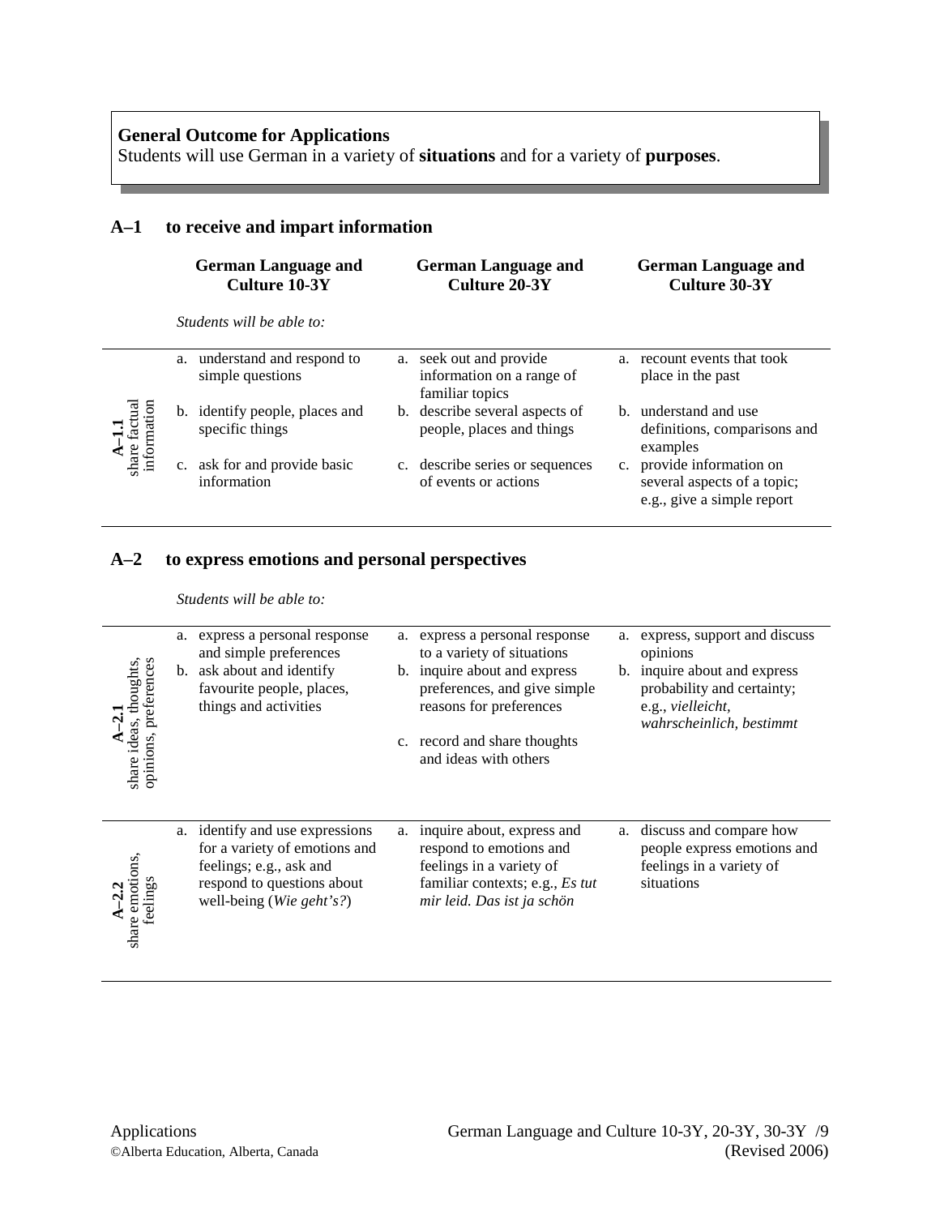**General Outcome for Applications**
Students will use German in a variety of **situations** and for a variety of **purposes**.

## A–1 to receive and impart information

| | German Language and Culture 10-3Y | German Language and Culture 20-3Y | German Language and Culture 30-3Y |
|---|---|---|---|
| | *Students will be able to:* | | |
| **A–1.1** share factual information | a. understand and respond to simple questions | a. seek out and provide information on a range of familiar topics | a. recount events that took place in the past |
| | b. identify people, places and specific things | b. describe several aspects of people, places and things | b. understand and use definitions, comparisons and examples |
| | c. ask for and provide basic information | c. describe series or sequences of events or actions | c. provide information on several aspects of a topic; e.g., give a simple report |

## A–2 to express emotions and personal perspectives

*Students will be able to:*

| | German Language and Culture 10-3Y | German Language and Culture 20-3Y | German Language and Culture 30-3Y |
|---|---|---|---|
| **A–2.1** share ideas, thoughts, opinions, preferences | a. express a personal response and simple preferences | a. express a personal response to a variety of situations | a. express, support and discuss opinions |
| | b. ask about and identify favourite people, places, things and activities | b. inquire about and express preferences, and give simple reasons for preferences | b. inquire about and express probability and certainty; e.g., *vielleicht, wahrscheinlich, bestimmt* |
| | | c. record and share thoughts and ideas with others | |
| **A–2.2** share emotions, feelings | a. identify and use expressions for a variety of emotions and feelings; e.g., ask and respond to questions about well-being (*Wie geht's?*) | a. inquire about, express and respond to emotions and feelings in a variety of familiar contexts; e.g., *Es tut mir leid. Das ist ja schön* | a. discuss and compare how people express emotions and feelings in a variety of situations |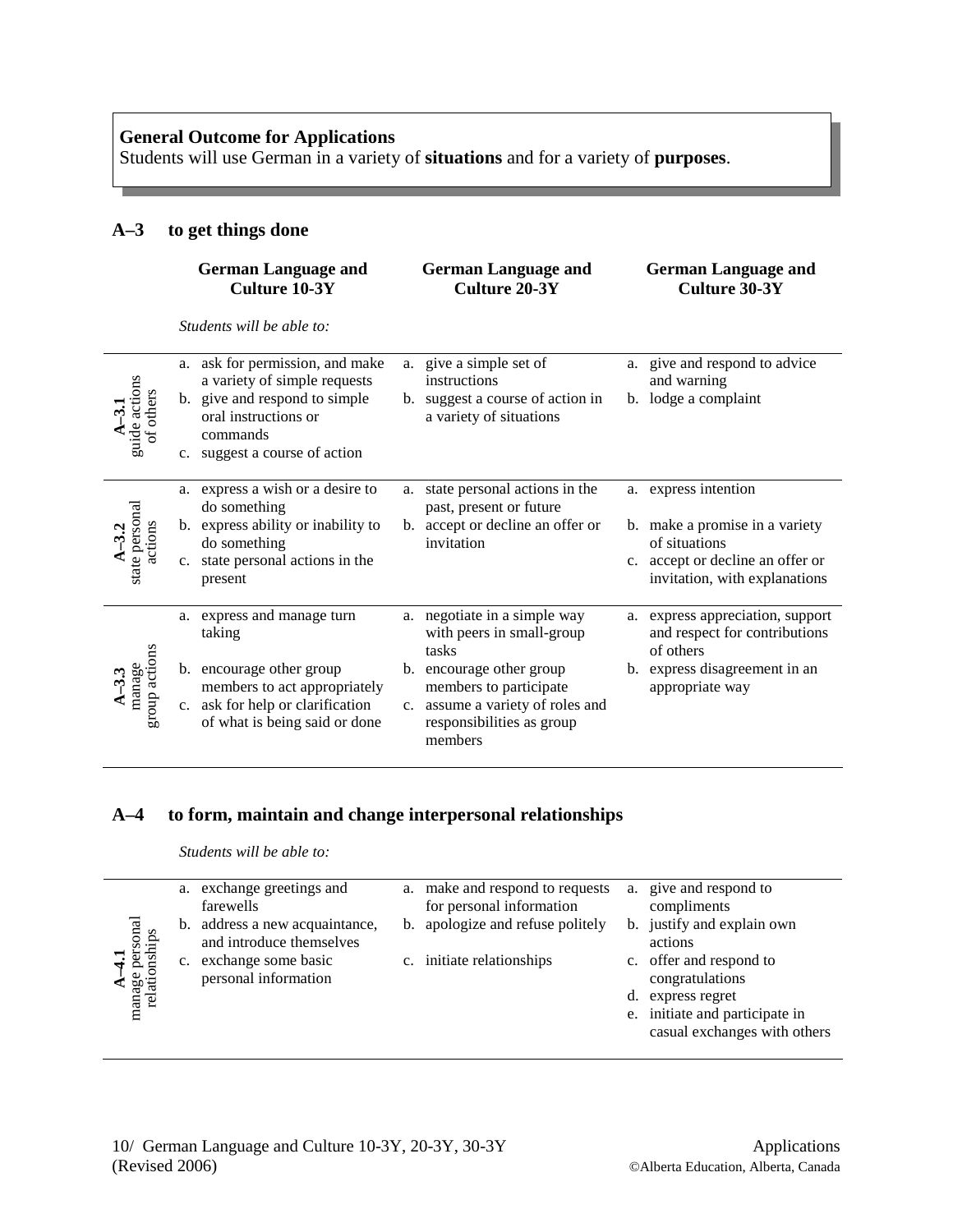**General Outcome for Applications**
Students will use German in a variety of **situations** and for a variety of **purposes**.

## A–3 to get things done

*Students will be able to:*

| | German Language and Culture 10-3Y | German Language and Culture 20-3Y | German Language and Culture 30-3Y |
|---|---|---|---|
| **A–3.1** guide actions of others | a. ask for permission, and make a variety of simple requests<br>b. give and respond to simple oral instructions or commands<br>c. suggest a course of action | a. give a simple set of instructions<br>b. suggest a course of action in a variety of situations | a. give and respond to advice and warning<br>b. lodge a complaint |
| **A–3.2** state personal actions | a. express a wish or a desire to do something<br>b. express ability or inability to do something<br>c. state personal actions in the present | a. state personal actions in the past, present or future<br>b. accept or decline an offer or invitation | a. express intention<br>b. make a promise in a variety of situations<br>c. accept or decline an offer or invitation, with explanations |
| **A–3.3** manage group actions | a. express and manage turn taking<br>b. encourage other group members to act appropriately<br>c. ask for help or clarification of what is being said or done | a. negotiate in a simple way with peers in small-group tasks<br>b. encourage other group members to participate<br>c. assume a variety of roles and responsibilities as group members | a. express appreciation, support and respect for contributions of others<br>b. express disagreement in an appropriate way |

## A–4 to form, maintain and change interpersonal relationships

*Students will be able to:*

| | German Language and Culture 10-3Y | German Language and Culture 20-3Y | German Language and Culture 30-3Y |
|---|---|---|---|
| **A–4.1** manage personal relationships | a. exchange greetings and farewells<br>b. address a new acquaintance, and introduce themselves<br>c. exchange some basic personal information | a. make and respond to requests for personal information<br>b. apologize and refuse politely<br>c. initiate relationships | a. give and respond to compliments<br>b. justify and explain own actions<br>c. offer and respond to congratulations<br>d. express regret<br>e. initiate and participate in casual exchanges with others |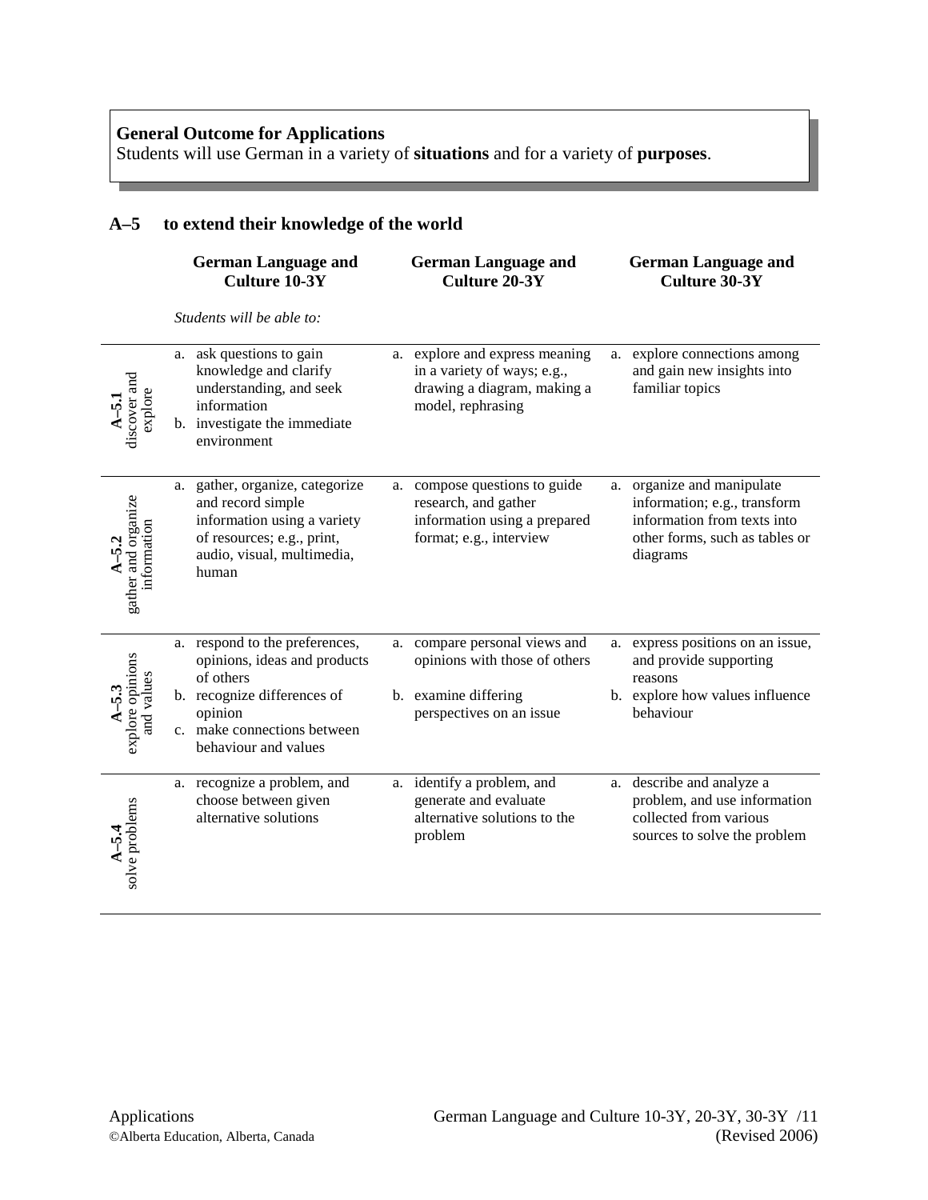**General Outcome for Applications**
Students will use German in a variety of **situations** and for a variety of **purposes**.

## A–5 to extend their knowledge of the world

| | German Language and Culture 10-3Y | German Language and Culture 20-3Y | German Language and Culture 30-3Y |
|---|---|---|---|
| | *Students will be able to:* | | |
| **A–5.1** discover and explore | a. ask questions to gain knowledge and clarify understanding, and seek information<br>b. investigate the immediate environment | a. explore and express meaning in a variety of ways; e.g., drawing a diagram, making a model, rephrasing | a. explore connections among and gain new insights into familiar topics |
| **A–5.2** gather and organize information | a. gather, organize, categorize and record simple information using a variety of resources; e.g., print, audio, visual, multimedia, human | a. compose questions to guide research, and gather information using a prepared format; e.g., interview | a. organize and manipulate information; e.g., transform information from texts into other forms, such as tables or diagrams |
| **A–5.3** explore opinions and values | a. respond to the preferences, opinions, ideas and products of others<br>b. recognize differences of opinion<br>c. make connections between behaviour and values | a. compare personal views and opinions with those of others<br>b. examine differing perspectives on an issue | a. express positions on an issue, and provide supporting reasons<br>b. explore how values influence behaviour |
| **A–5.4** solve problems | a. recognize a problem, and choose between given alternative solutions | a. identify a problem, and generate and evaluate alternative solutions to the problem | a. describe and analyze a problem, and use information collected from various sources to solve the problem |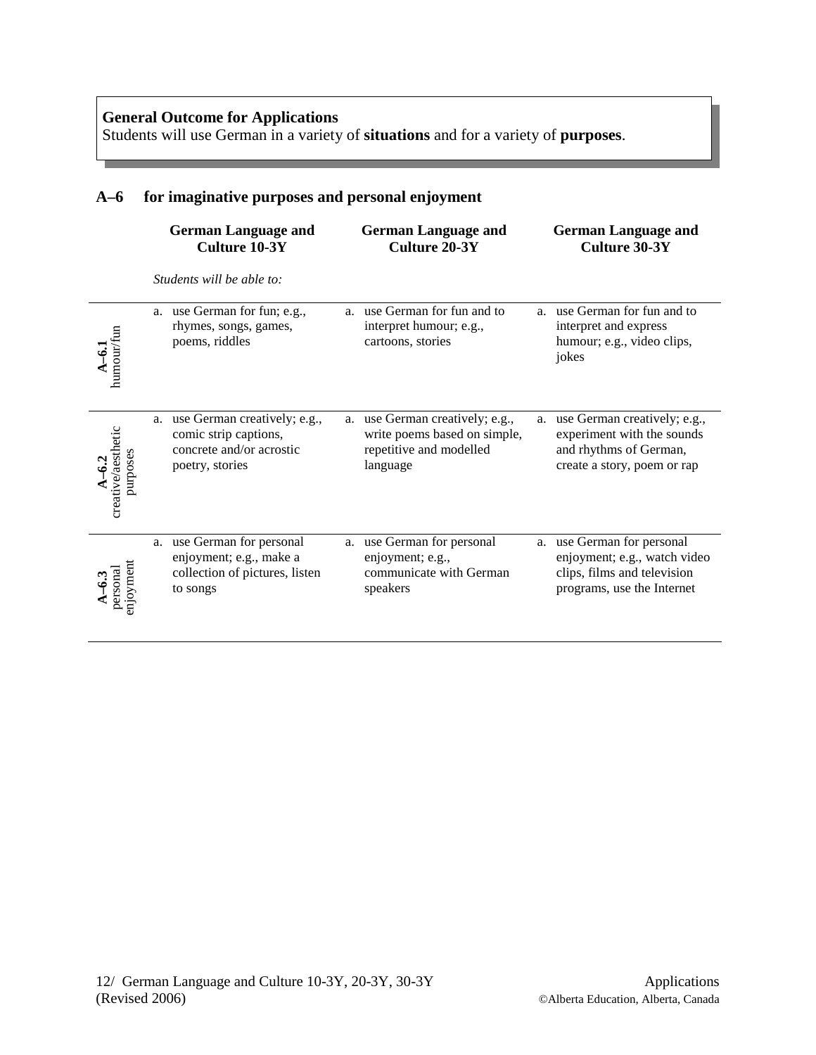**General Outcome for Applications**
Students will use German in a variety of **situations** and for a variety of **purposes**.

## A–6 for imaginative purposes and personal enjoyment

| | German Language and Culture 10-3Y | German Language and Culture 20-3Y | German Language and Culture 30-3Y |
|---|---|---|---|
| | *Students will be able to:* | | |
| **A–6.1** humour/fun | a. use German for fun; e.g., rhymes, songs, games, poems, riddles | a. use German for fun and to interpret humour; e.g., cartoons, stories | a. use German for fun and to interpret and express humour; e.g., video clips, jokes |
| **A–6.2** creative/aesthetic purposes | a. use German creatively; e.g., comic strip captions, concrete and/or acrostic poetry, stories | a. use German creatively; e.g., write poems based on simple, repetitive and modelled language | a. use German creatively; e.g., experiment with the sounds and rhythms of German, create a story, poem or rap |
| **A–6.3** personal enjoyment | a. use German for personal enjoyment; e.g., make a collection of pictures, listen to songs | a. use German for personal enjoyment; e.g., communicate with German speakers | a. use German for personal enjoyment; e.g., watch video clips, films and television programs, use the Internet |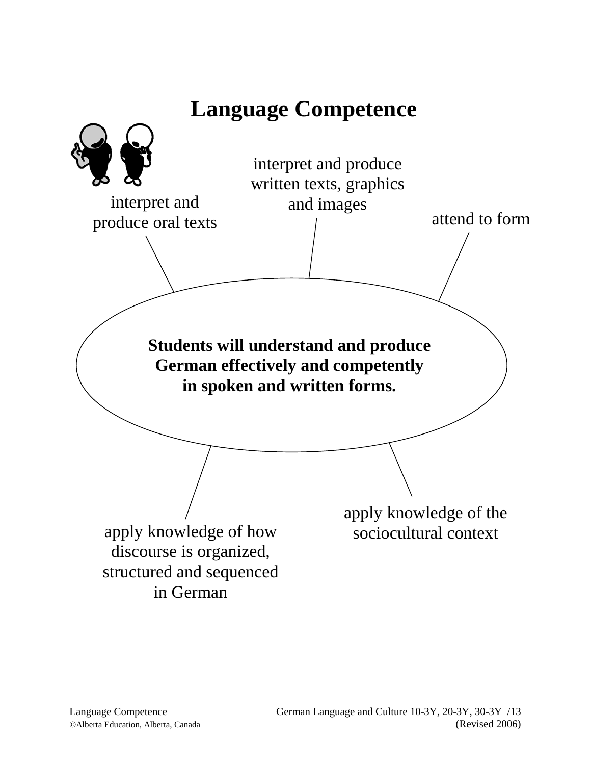# Language Competence

interpret and produce oral texts

interpret and produce written texts, graphics and images

attend to form

**Students will understand and produce German effectively and competently in spoken and written forms.**

apply knowledge of how discourse is organized, structured and sequenced in German

apply knowledge of the sociocultural context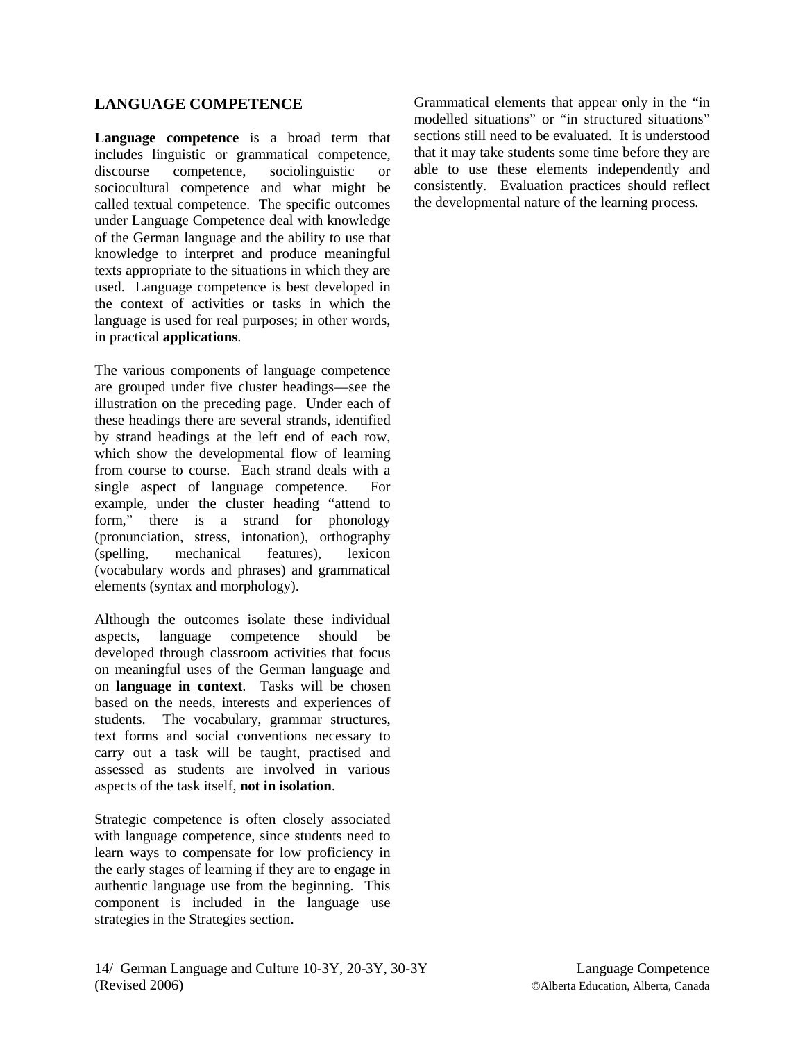## LANGUAGE COMPETENCE

**Language competence** is a broad term that includes linguistic or grammatical competence, discourse competence, sociolinguistic or sociocultural competence and what might be called textual competence. The specific outcomes under Language Competence deal with knowledge of the German language and the ability to use that knowledge to interpret and produce meaningful texts appropriate to the situations in which they are used. Language competence is best developed in the context of activities or tasks in which the language is used for real purposes; in other words, in practical **applications**.

The various components of language competence are grouped under five cluster headings—see the illustration on the preceding page. Under each of these headings there are several strands, identified by strand headings at the left end of each row, which show the developmental flow of learning from course to course. Each strand deals with a single aspect of language competence. For example, under the cluster heading "attend to form," there is a strand for phonology (pronunciation, stress, intonation), orthography (spelling, mechanical features), lexicon (vocabulary words and phrases) and grammatical elements (syntax and morphology).

Although the outcomes isolate these individual aspects, language competence should be developed through classroom activities that focus on meaningful uses of the German language and on **language in context**. Tasks will be chosen based on the needs, interests and experiences of students. The vocabulary, grammar structures, text forms and social conventions necessary to carry out a task will be taught, practised and assessed as students are involved in various aspects of the task itself, **not in isolation**.

Strategic competence is often closely associated with language competence, since students need to learn ways to compensate for low proficiency in the early stages of learning if they are to engage in authentic language use from the beginning. This component is included in the language use strategies in the Strategies section.

Grammatical elements that appear only in the "in modelled situations" or "in structured situations" sections still need to be evaluated. It is understood that it may take students some time before they are able to use these elements independently and consistently. Evaluation practices should reflect the developmental nature of the learning process.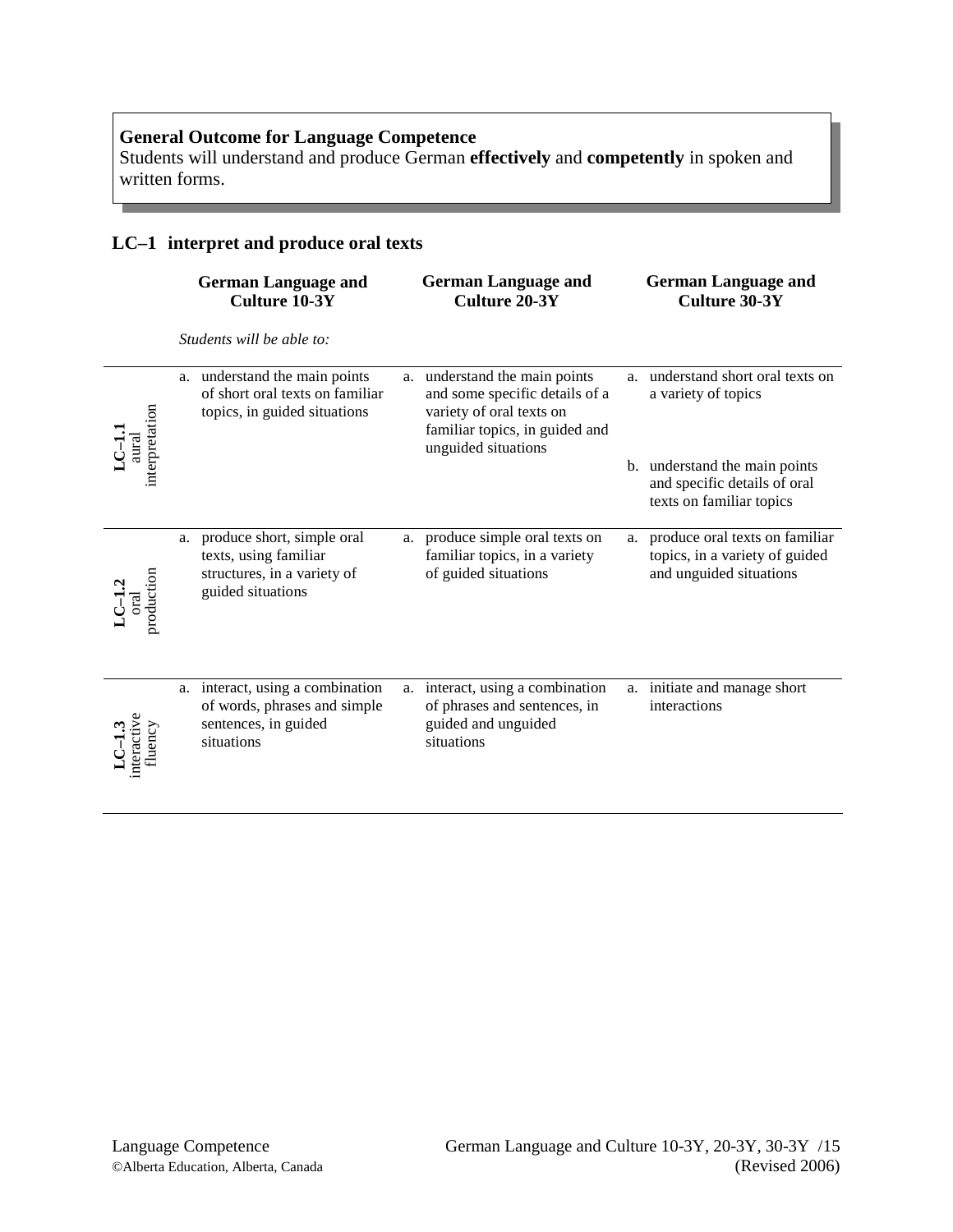**General Outcome for Language Competence**
Students will understand and produce German **effectively** and **competently** in spoken and written forms.

## LC–1 interpret and produce oral texts

| | German Language and Culture 10-3Y | German Language and Culture 20-3Y | German Language and Culture 30-3Y |
|---|---|---|---|
| | *Students will be able to:* | | |
| **LC–1.1** aural interpretation | a. understand the main points of short oral texts on familiar topics, in guided situations | a. understand the main points and some specific details of a variety of oral texts on familiar topics, in guided and unguided situations | a. understand short oral texts on a variety of topics<br><br>b. understand the main points and specific details of oral texts on familiar topics |
| **LC–1.2** oral production | a. produce short, simple oral texts, using familiar structures, in a variety of guided situations | a. produce simple oral texts on familiar topics, in a variety of guided situations | a. produce oral texts on familiar topics, in a variety of guided and unguided situations |
| **LC–1.3** interactive fluency | a. interact, using a combination of words, phrases and simple sentences, in guided situations | a. interact, using a combination of phrases and sentences, in guided and unguided situations | a. initiate and manage short interactions |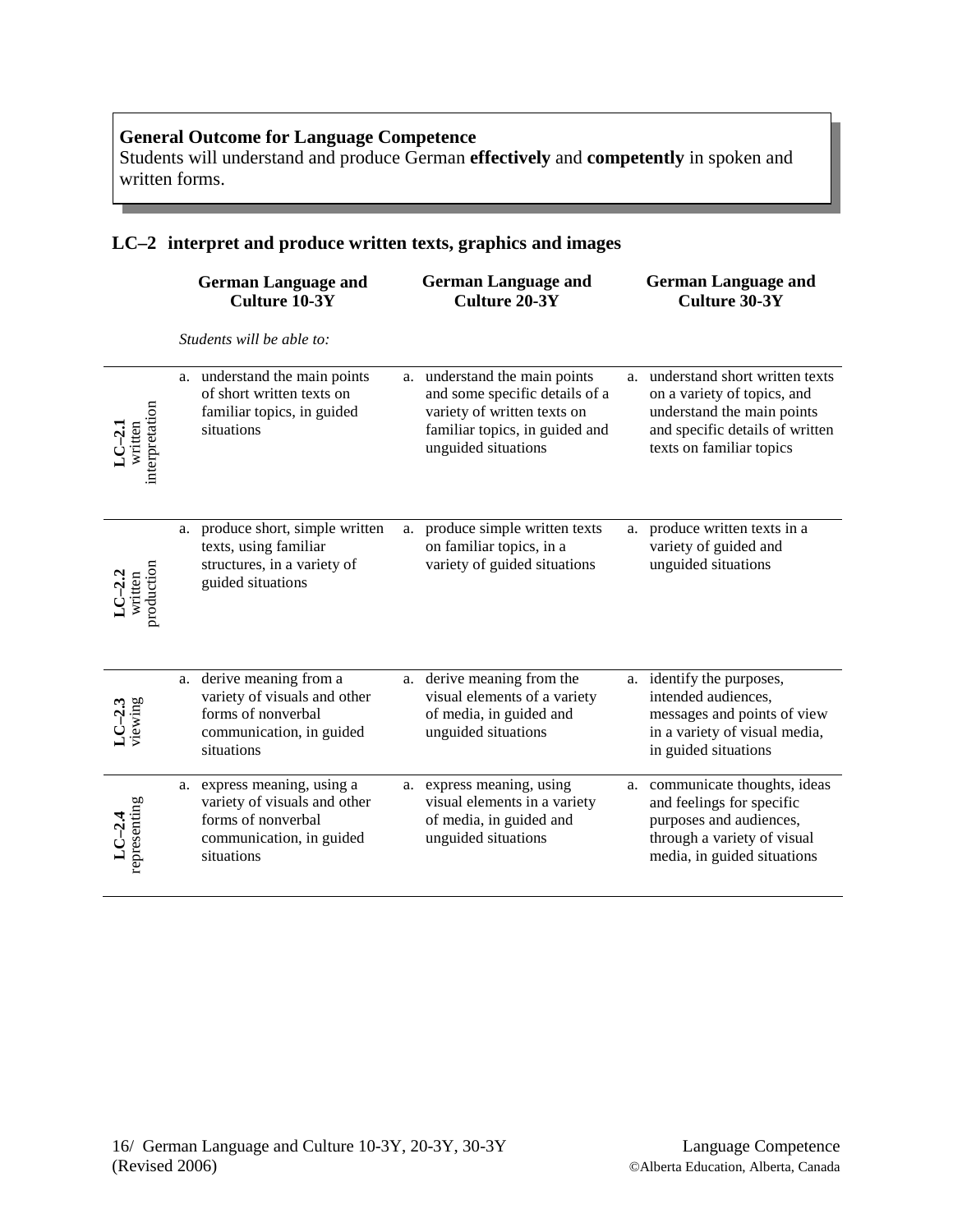**General Outcome for Language Competence**
Students will understand and produce German **effectively** and **competently** in spoken and written forms.

## LC–2 interpret and produce written texts, graphics and images

| | German Language and Culture 10-3Y | German Language and Culture 20-3Y | German Language and Culture 30-3Y |
|---|---|---|---|
| | *Students will be able to:* | | |
| **LC–2.1** written interpretation | a. understand the main points of short written texts on familiar topics, in guided situations | a. understand the main points and some specific details of a variety of written texts on familiar topics, in guided and unguided situations | a. understand short written texts on a variety of topics, and understand the main points and specific details of written texts on familiar topics |
| **LC–2.2** written production | a. produce short, simple written texts, using familiar structures, in a variety of guided situations | a. produce simple written texts on familiar topics, in a variety of guided situations | a. produce written texts in a variety of guided and unguided situations |
| **LC–2.3** viewing | a. derive meaning from a variety of visuals and other forms of nonverbal communication, in guided situations | a. derive meaning from the visual elements of a variety of media, in guided and unguided situations | a. identify the purposes, intended audiences, messages and points of view in a variety of visual media, in guided situations |
| **LC–2.4** representing | a. express meaning, using a variety of visuals and other forms of nonverbal communication, in guided situations | a. express meaning, using visual elements in a variety of media, in guided and unguided situations | a. communicate thoughts, ideas and feelings for specific purposes and audiences, through a variety of visual media, in guided situations |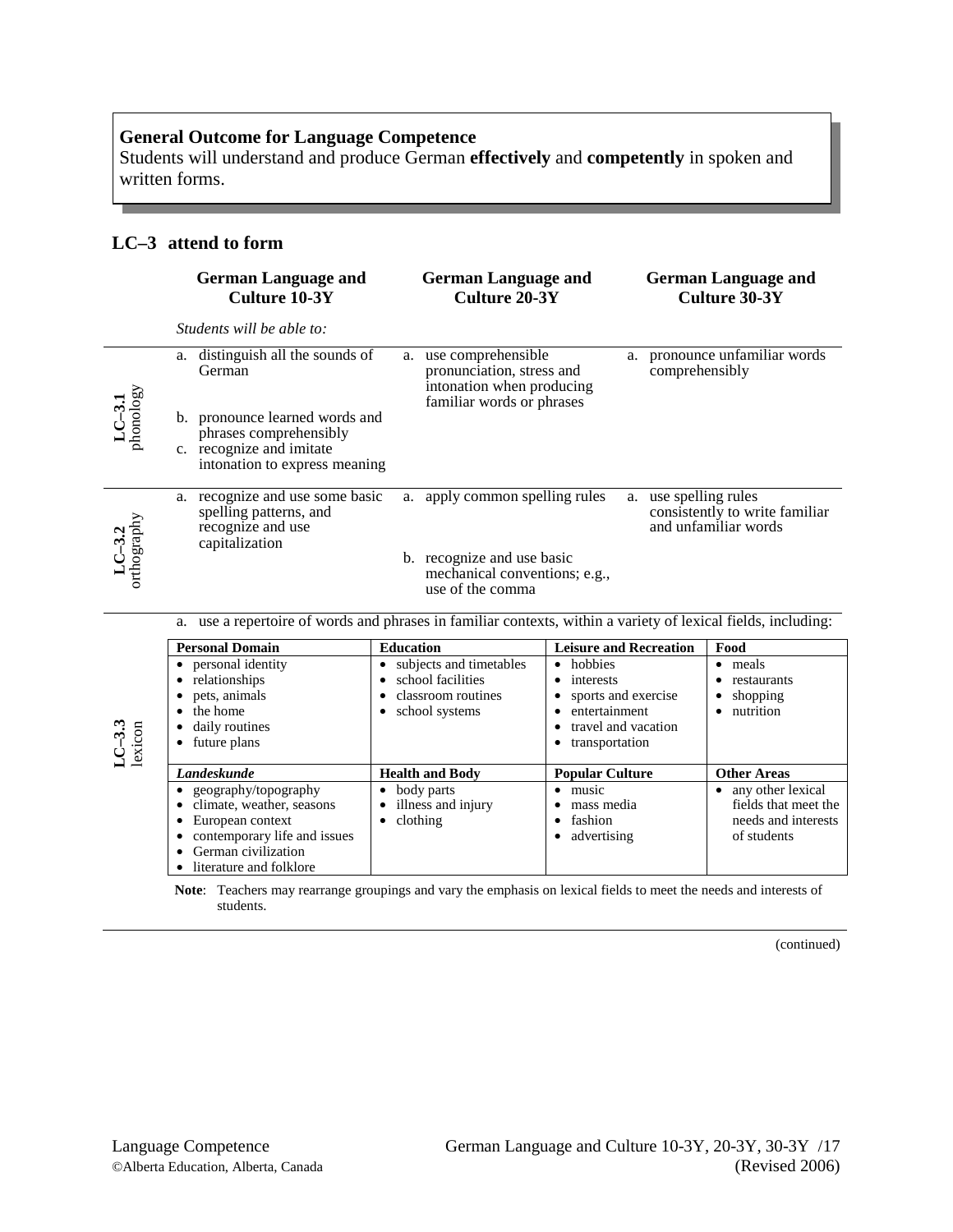**General Outcome for Language Competence**
Students will understand and produce German **effectively** and **competently** in spoken and written forms.

## LC–3 attend to form

| | German Language and Culture 10-3Y | German Language and Culture 20-3Y | German Language and Culture 30-3Y |
|---|---|---|---|
| | *Students will be able to:* | | |
| **LC–3.1** phonology | a. distinguish all the sounds of German<br>b. pronounce learned words and phrases comprehensibly<br>c. recognize and imitate intonation to express meaning | a. use comprehensible pronunciation, stress and intonation when producing familiar words or phrases | a. pronounce unfamiliar words comprehensibly |
| **LC–3.2** orthography | a. recognize and use some basic spelling patterns, and recognize and use capitalization | a. apply common spelling rules<br>b. recognize and use basic mechanical conventions; e.g., use of the comma | a. use spelling rules consistently to write familiar and unfamiliar words |

**LC–3.3** lexicon

a. use a repertoire of words and phrases in familiar contexts, within a variety of lexical fields, including:

| Personal Domain | Education | Leisure and Recreation | Food |
|---|---|---|---|
| • personal identity<br>• relationships<br>• pets, animals<br>• the home<br>• daily routines<br>• future plans | • subjects and timetables<br>• school facilities<br>• classroom routines<br>• school systems | • hobbies<br>• interests<br>• sports and exercise<br>• entertainment<br>• travel and vacation<br>• transportation | • meals<br>• restaurants<br>• shopping<br>• nutrition |
| ***Landeskunde*** | **Health and Body** | **Popular Culture** | **Other Areas** |
| • geography/topography<br>• climate, weather, seasons<br>• European context<br>• contemporary life and issues<br>• German civilization<br>• literature and folklore | • body parts<br>• illness and injury<br>• clothing | • music<br>• mass media<br>• fashion<br>• advertising | • any other lexical fields that meet the needs and interests of students |

**Note**: Teachers may rearrange groupings and vary the emphasis on lexical fields to meet the needs and interests of students.

(continued)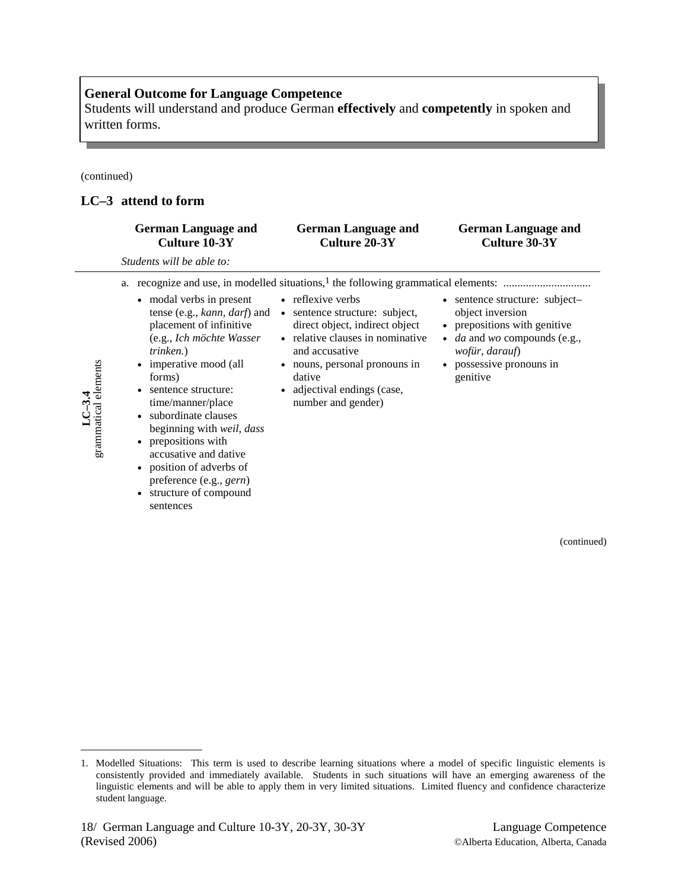**General Outcome for Language Competence**
Students will understand and produce German **effectively** and **competently** in spoken and written forms.

(continued)

## LC–3 attend to form

| | German Language and Culture 10-3Y | German Language and Culture 20-3Y | German Language and Culture 30-3Y |
|---|---|---|---|
| | *Students will be able to:* | | |
| **LC–3.4** grammatical elements | a. recognize and use, in modelled situations,[1] the following grammatical elements: ............................... | | |
| | • modal verbs in present tense (e.g., *kann, darf*) and placement of infinitive (e.g., *Ich möchte Wasser trinken.*)<br>• imperative mood (all forms)<br>• sentence structure: time/manner/place<br>• subordinate clauses beginning with *weil, dass*<br>• prepositions with accusative and dative<br>• position of adverbs of preference (e.g., *gern*)<br>• structure of compound sentences | • reflexive verbs<br>• sentence structure: subject, direct object, indirect object<br>• relative clauses in nominative and accusative<br>• nouns, personal pronouns in dative<br>• adjectival endings (case, number and gender) | • sentence structure: subject–object inversion<br>• prepositions with genitive<br>• *da* and *wo* compounds (e.g., *wofür, darauf*)<br>• possessive pronouns in genitive |

(continued)

1. Modelled Situations: This term is used to describe learning situations where a model of specific linguistic elements is consistently provided and immediately available. Students in such situations will have an emerging awareness of the linguistic elements and will be able to apply them in very limited situations. Limited fluency and confidence characterize student language.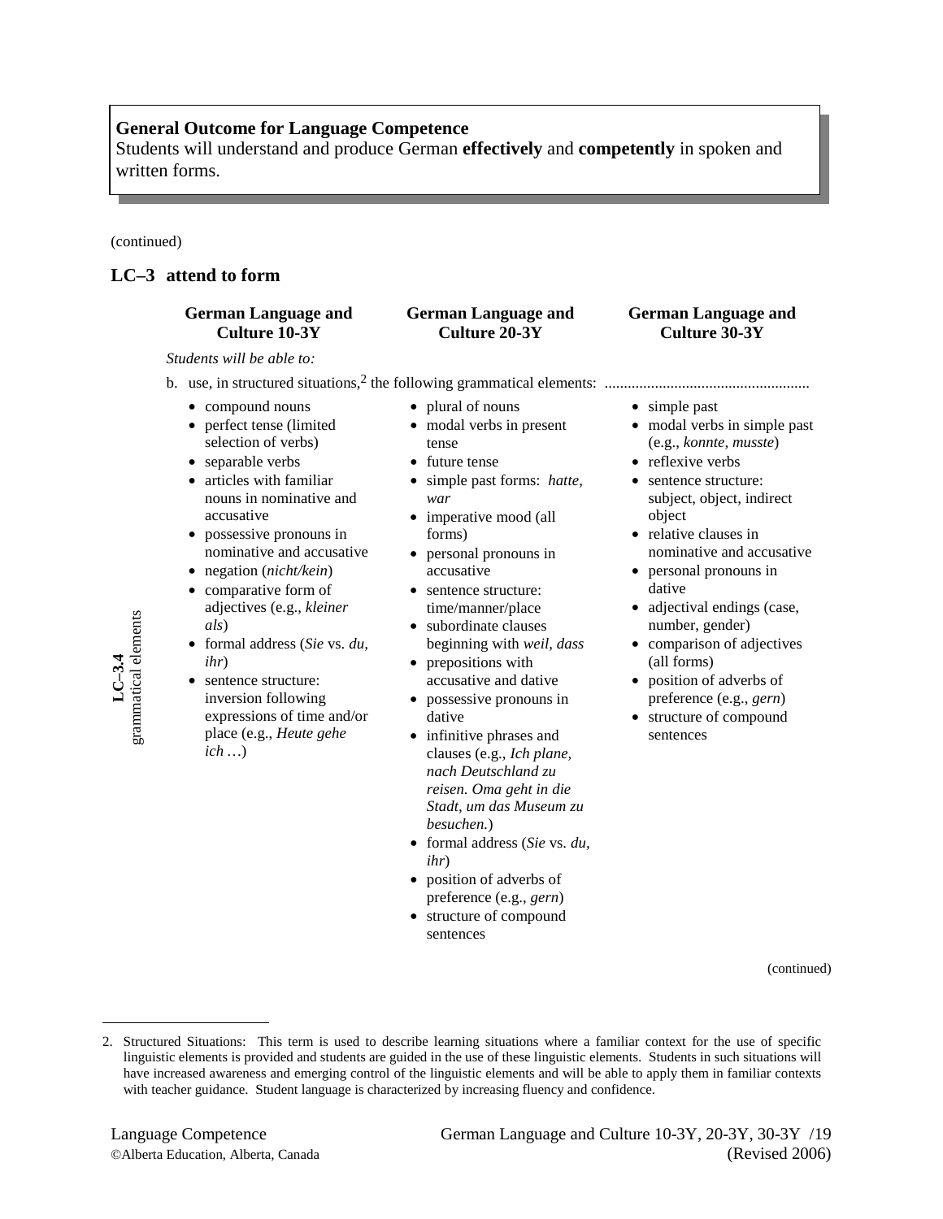**General Outcome for Language Competence**
Students will understand and produce German **effectively** and **competently** in spoken and written forms.

(continued)

## LC–3 attend to form

*Students will be able to:*

b. use, in structured situations,[2] the following grammatical elements:

**LC–3.4 grammatical elements**

| German Language and Culture 10-3Y | German Language and Culture 20-3Y | German Language and Culture 30-3Y |
|---|---|---|
| • compound nouns<br>• perfect tense (limited selection of verbs)<br>• separable verbs<br>• articles with familiar nouns in nominative and accusative<br>• possessive pronouns in nominative and accusative<br>• negation (*nicht/kein*)<br>• comparative form of adjectives (e.g., *kleiner als*)<br>• formal address (*Sie* vs. *du, ihr*)<br>• sentence structure: inversion following expressions of time and/or place (e.g., *Heute gehe ich …*) | • plural of nouns<br>• modal verbs in present tense<br>• future tense<br>• simple past forms: *hatte, war*<br>• imperative mood (all forms)<br>• personal pronouns in accusative<br>• sentence structure: time/manner/place<br>• subordinate clauses beginning with *weil, dass*<br>• prepositions with accusative and dative<br>• possessive pronouns in dative<br>• infinitive phrases and clauses (e.g., *Ich plane, nach Deutschland zu reisen. Oma geht in die Stadt, um das Museum zu besuchen.*)<br>• formal address (*Sie* vs. *du, ihr*)<br>• position of adverbs of preference (e.g., *gern*)<br>• structure of compound sentences | • simple past<br>• modal verbs in simple past (e.g., *konnte, musste*)<br>• reflexive verbs<br>• sentence structure: subject, object, indirect object<br>• relative clauses in nominative and accusative<br>• personal pronouns in dative<br>• adjectival endings (case, number, gender)<br>• comparison of adjectives (all forms)<br>• position of adverbs of preference (e.g., *gern*)<br>• structure of compound sentences |

(continued)

2. Structured Situations: This term is used to describe learning situations where a familiar context for the use of specific linguistic elements is provided and students are guided in the use of these linguistic elements. Students in such situations will have increased awareness and emerging control of the linguistic elements and will be able to apply them in familiar contexts with teacher guidance. Student language is characterized by increasing fluency and confidence.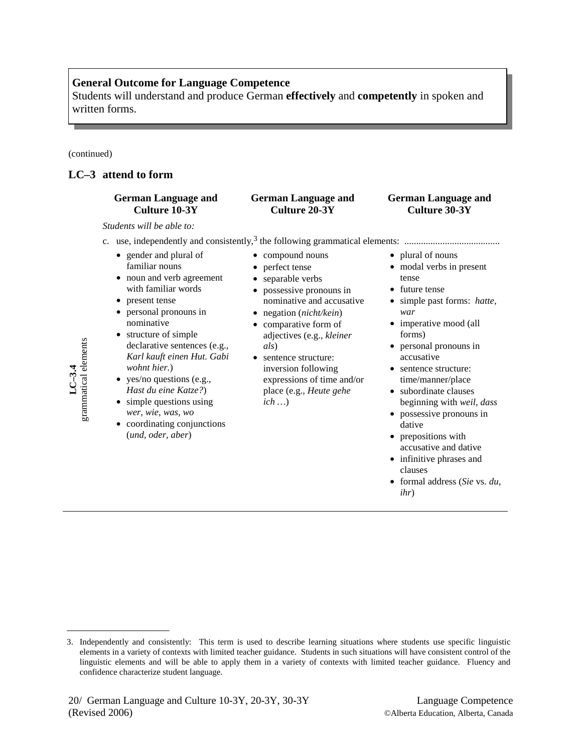**General Outcome for Language Competence**
Students will understand and produce German **effectively** and **competently** in spoken and written forms.

(continued)

## LC–3 attend to form

| | German Language and Culture 10-3Y | German Language and Culture 20-3Y | German Language and Culture 30-3Y |
|---|---|---|---|
| **LC–3.4** grammatical elements | *Students will be able to:*<br>c. use, independently and consistently,[3] the following grammatical elements: | | |
| | • gender and plural of familiar nouns<br>• noun and verb agreement with familiar words<br>• present tense<br>• personal pronouns in nominative<br>• structure of simple declarative sentences (e.g., *Karl kauft einen Hut. Gabi wohnt hier.*)<br>• yes/no questions (e.g., *Hast du eine Katze?*)<br>• simple questions using *wer, wie, was, wo*<br>• coordinating conjunctions (*und, oder, aber*) | • compound nouns<br>• perfect tense<br>• separable verbs<br>• possessive pronouns in nominative and accusative<br>• negation (*nicht/kein*)<br>• comparative form of adjectives (e.g., *kleiner als*)<br>• sentence structure: inversion following expressions of time and/or place (e.g., *Heute gehe ich …*) | • plural of nouns<br>• modal verbs in present tense<br>• future tense<br>• simple past forms: *hatte, war*<br>• imperative mood (all forms)<br>• personal pronouns in accusative<br>• sentence structure: time/manner/place<br>• subordinate clauses beginning with *weil, dass*<br>• possessive pronouns in dative<br>• prepositions with accusative and dative<br>• infinitive phrases and clauses<br>• formal address (*Sie* vs. *du, ihr*) |

3. Independently and consistently: This term is used to describe learning situations where students use specific linguistic elements in a variety of contexts with limited teacher guidance. Students in such situations will have consistent control of the linguistic elements and will be able to apply them in a variety of contexts with limited teacher guidance. Fluency and confidence characterize student language.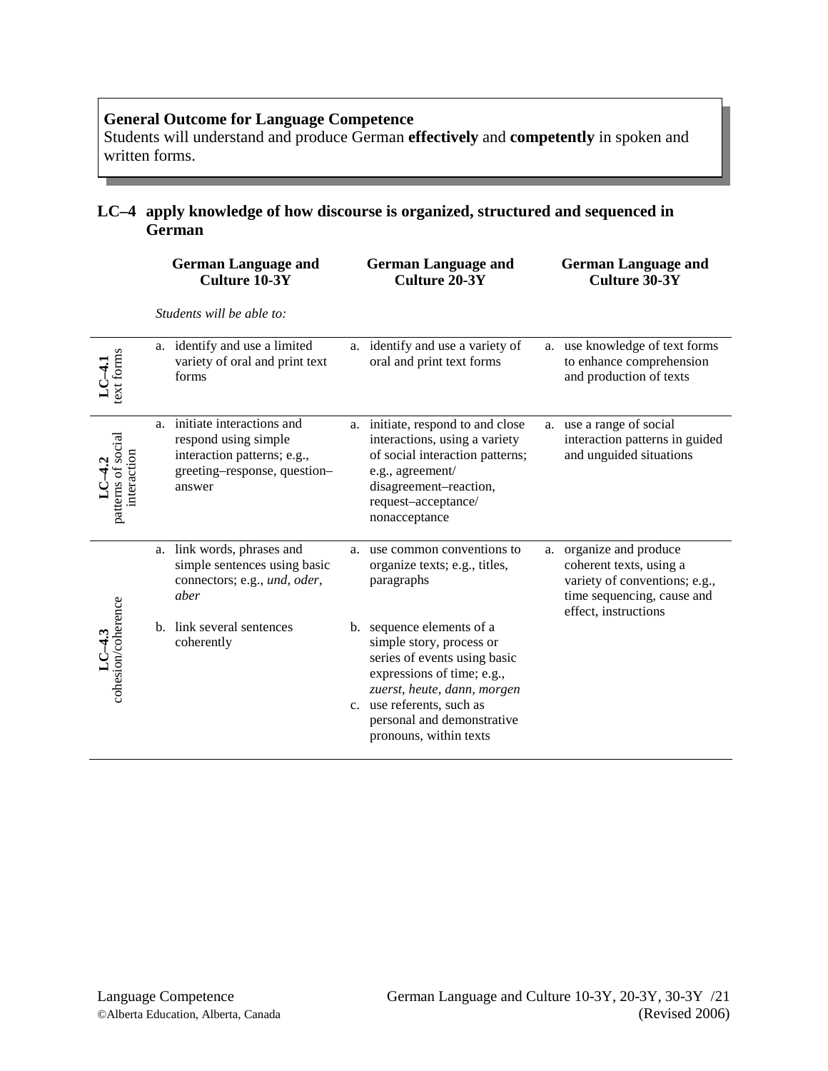**General Outcome for Language Competence**
Students will understand and produce German **effectively** and **competently** in spoken and written forms.

## LC–4 apply knowledge of how discourse is organized, structured and sequenced in German

*Students will be able to:*

| | German Language and Culture 10-3Y | German Language and Culture 20-3Y | German Language and Culture 30-3Y |
|---|---|---|---|
| **LC–4.1** text forms | a. identify and use a limited variety of oral and print text forms | a. identify and use a variety of oral and print text forms | a. use knowledge of text forms to enhance comprehension and production of texts |
| **LC–4.2** patterns of social interaction | a. initiate interactions and respond using simple interaction patterns; e.g., greeting–response, question–answer | a. initiate, respond to and close interactions, using a variety of social interaction patterns; e.g., agreement/ disagreement–reaction, request–acceptance/ nonacceptance | a. use a range of social interaction patterns in guided and unguided situations |
| **LC–4.3** cohesion/coherence | a. link words, phrases and simple sentences using basic connectors; e.g., *und, oder, aber*<br><br>b. link several sentences coherently | a. use common conventions to organize texts; e.g., titles, paragraphs<br><br>b. sequence elements of a simple story, process or series of events using basic expressions of time; e.g., *zuerst, heute, dann, morgen*<br><br>c. use referents, such as personal and demonstrative pronouns, within texts | a. organize and produce coherent texts, using a variety of conventions; e.g., time sequencing, cause and effect, instructions |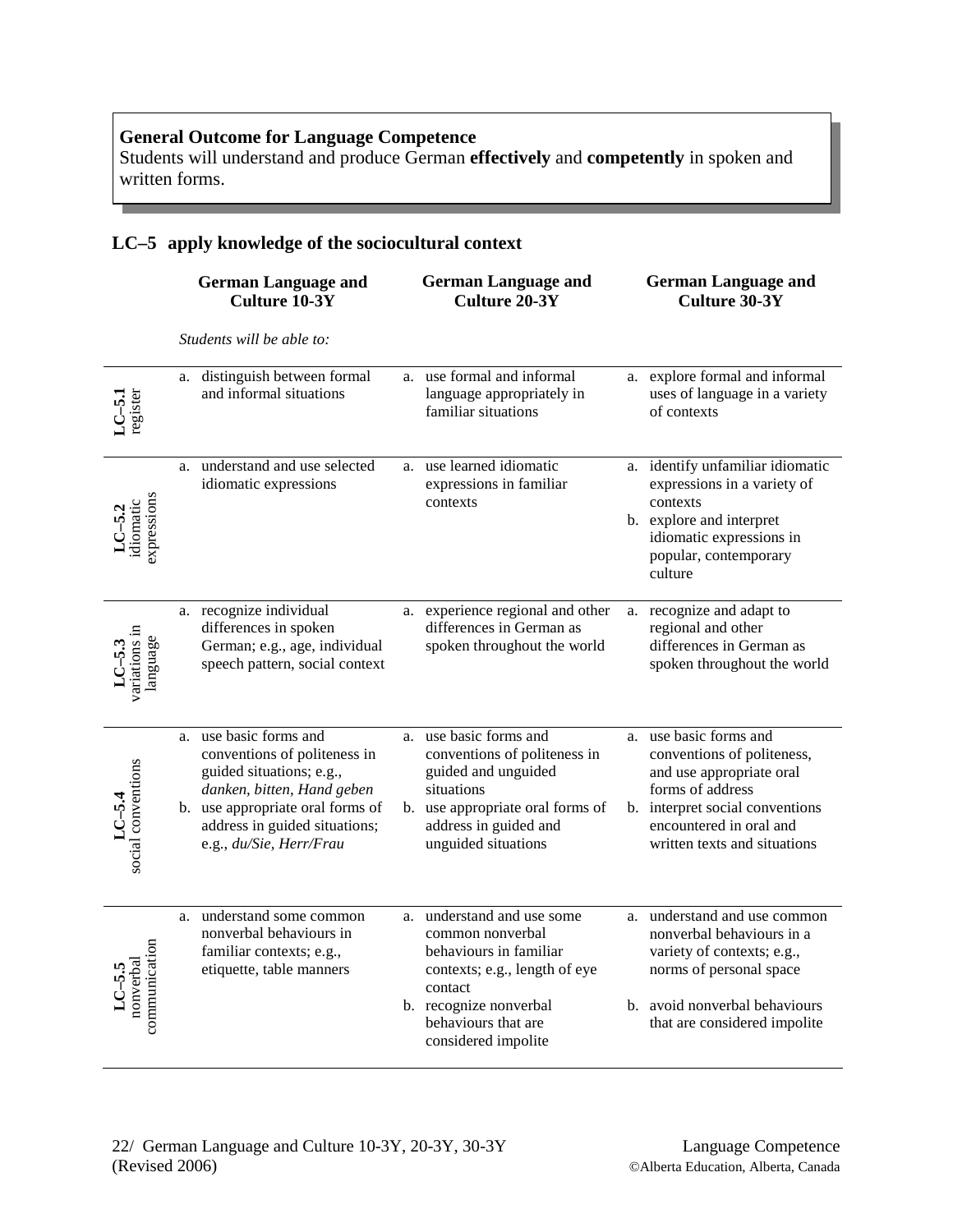**General Outcome for Language Competence**
Students will understand and produce German **effectively** and **competently** in spoken and written forms.

## LC–5 apply knowledge of the sociocultural context

*Students will be able to:*

| | German Language and Culture 10-3Y | German Language and Culture 20-3Y | German Language and Culture 30-3Y |
|---|---|---|---|
| **LC–5.1** register | a. distinguish between formal and informal situations | a. use formal and informal language appropriately in familiar situations | a. explore formal and informal uses of language in a variety of contexts |
| **LC–5.2** idiomatic expressions | a. understand and use selected idiomatic expressions | a. use learned idiomatic expressions in familiar contexts | a. identify unfamiliar idiomatic expressions in a variety of contexts<br>b. explore and interpret idiomatic expressions in popular, contemporary culture |
| **LC–5.3** variations in language | a. recognize individual differences in spoken German; e.g., age, individual speech pattern, social context | a. experience regional and other differences in German as spoken throughout the world | a. recognize and adapt to regional and other differences in German as spoken throughout the world |
| **LC–5.4** social conventions | a. use basic forms and conventions of politeness in guided situations; e.g., *danken, bitten, Hand geben*<br>b. use appropriate oral forms of address in guided situations; e.g., *du/Sie, Herr/Frau* | a. use basic forms and conventions of politeness in guided and unguided situations<br>b. use appropriate oral forms of address in guided and unguided situations | a. use basic forms and conventions of politeness, and use appropriate oral forms of address<br>b. interpret social conventions encountered in oral and written texts and situations |
| **LC–5.5** nonverbal communication | a. understand some common nonverbal behaviours in familiar contexts; e.g., etiquette, table manners | a. understand and use some common nonverbal behaviours in familiar contexts; e.g., length of eye contact<br>b. recognize nonverbal behaviours that are considered impolite | a. understand and use common nonverbal behaviours in a variety of contexts; e.g., norms of personal space<br>b. avoid nonverbal behaviours that are considered impolite |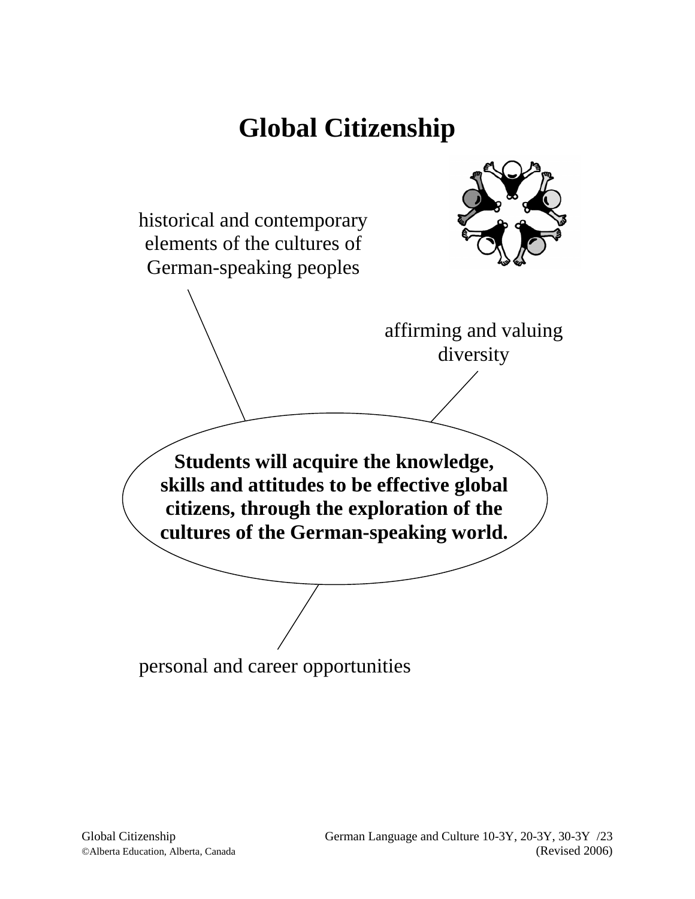# Global Citizenship

historical and contemporary elements of the cultures of German-speaking peoples

affirming and valuing diversity

**Students will acquire the knowledge, skills and attitudes to be effective global citizens, through the exploration of the cultures of the German-speaking world.**

personal and career opportunities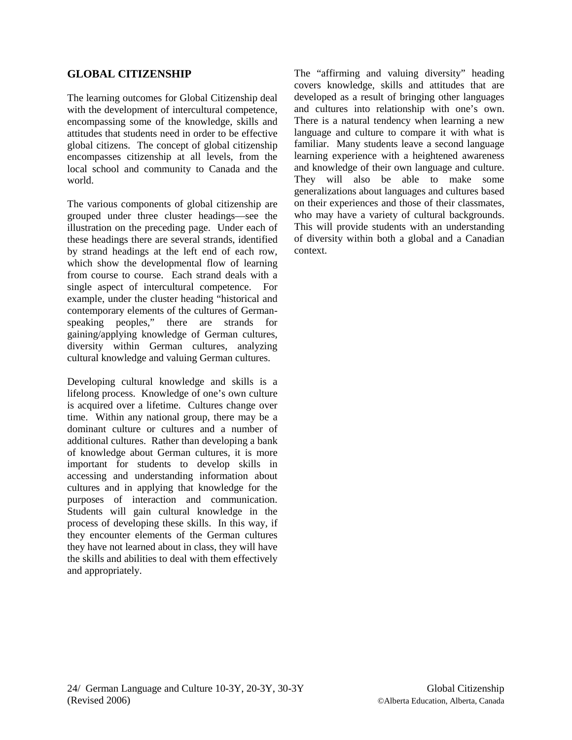## GLOBAL CITIZENSHIP

The learning outcomes for Global Citizenship deal with the development of intercultural competence, encompassing some of the knowledge, skills and attitudes that students need in order to be effective global citizens. The concept of global citizenship encompasses citizenship at all levels, from the local school and community to Canada and the world.

The various components of global citizenship are grouped under three cluster headings—see the illustration on the preceding page. Under each of these headings there are several strands, identified by strand headings at the left end of each row, which show the developmental flow of learning from course to course. Each strand deals with a single aspect of intercultural competence. For example, under the cluster heading "historical and contemporary elements of the cultures of German-speaking peoples," there are strands for gaining/applying knowledge of German cultures, diversity within German cultures, analyzing cultural knowledge and valuing German cultures.

Developing cultural knowledge and skills is a lifelong process. Knowledge of one's own culture is acquired over a lifetime. Cultures change over time. Within any national group, there may be a dominant culture or cultures and a number of additional cultures. Rather than developing a bank of knowledge about German cultures, it is more important for students to develop skills in accessing and understanding information about cultures and in applying that knowledge for the purposes of interaction and communication. Students will gain cultural knowledge in the process of developing these skills. In this way, if they encounter elements of the German cultures they have not learned about in class, they will have the skills and abilities to deal with them effectively and appropriately.

The "affirming and valuing diversity" heading covers knowledge, skills and attitudes that are developed as a result of bringing other languages and cultures into relationship with one's own. There is a natural tendency when learning a new language and culture to compare it with what is familiar. Many students leave a second language learning experience with a heightened awareness and knowledge of their own language and culture. They will also be able to make some generalizations about languages and cultures based on their experiences and those of their classmates, who may have a variety of cultural backgrounds. This will provide students with an understanding of diversity within both a global and a Canadian context.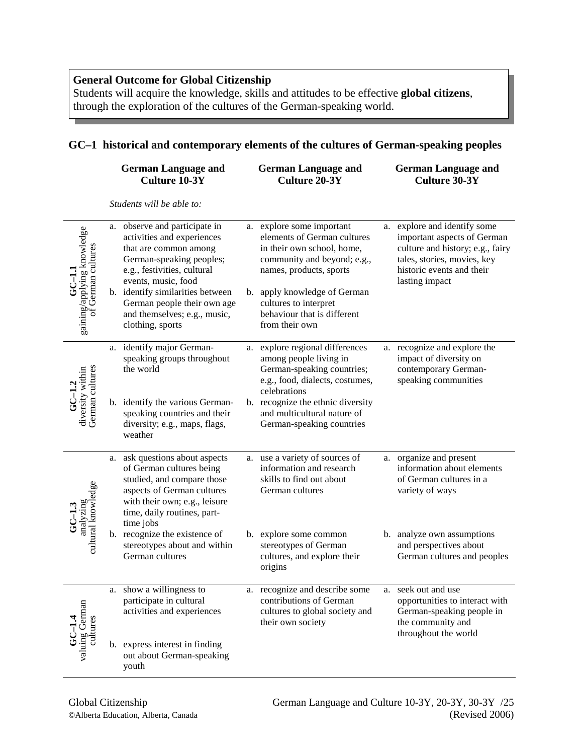**General Outcome for Global Citizenship**
Students will acquire the knowledge, skills and attitudes to be effective **global citizens**, through the exploration of the cultures of the German-speaking world.

## GC–1 historical and contemporary elements of the cultures of German-speaking peoples

*Students will be able to:*

| | German Language and Culture 10-3Y | German Language and Culture 20-3Y | German Language and Culture 30-3Y |
|---|---|---|---|
| **GC–1.1** gaining/applying knowledge of German cultures | a. observe and participate in activities and experiences that are common among German-speaking peoples; e.g., festivities, cultural events, music, food | a. explore some important elements of German cultures in their own school, home, community and beyond; e.g., names, products, sports | a. explore and identify some important aspects of German culture and history; e.g., fairy tales, stories, movies, key historic events and their lasting impact |
| | b. identify similarities between German people their own age and themselves; e.g., music, clothing, sports | b. apply knowledge of German cultures to interpret behaviour that is different from their own | |
| **GC–1.2** diversity within German cultures | a. identify major German-speaking groups throughout the world | a. explore regional differences among people living in German-speaking countries; e.g., food, dialects, costumes, celebrations | a. recognize and explore the impact of diversity on contemporary German-speaking communities |
| | b. identify the various German-speaking countries and their diversity; e.g., maps, flags, weather | b. recognize the ethnic diversity and multicultural nature of German-speaking countries | |
| **GC–1.3** analyzing cultural knowledge | a. ask questions about aspects of German cultures being studied, and compare those aspects of German cultures with their own; e.g., leisure time, daily routines, part-time jobs | a. use a variety of sources of information and research skills to find out about German cultures | a. organize and present information about elements of German cultures in a variety of ways |
| | b. recognize the existence of stereotypes about and within German cultures | b. explore some common stereotypes of German cultures, and explore their origins | b. analyze own assumptions and perspectives about German cultures and peoples |
| **GC–1.4** valuing German cultures | a. show a willingness to participate in cultural activities and experiences | a. recognize and describe some contributions of German cultures to global society and their own society | a. seek out and use opportunities to interact with German-speaking people in the community and throughout the world |
| | b. express interest in finding out about German-speaking youth | | |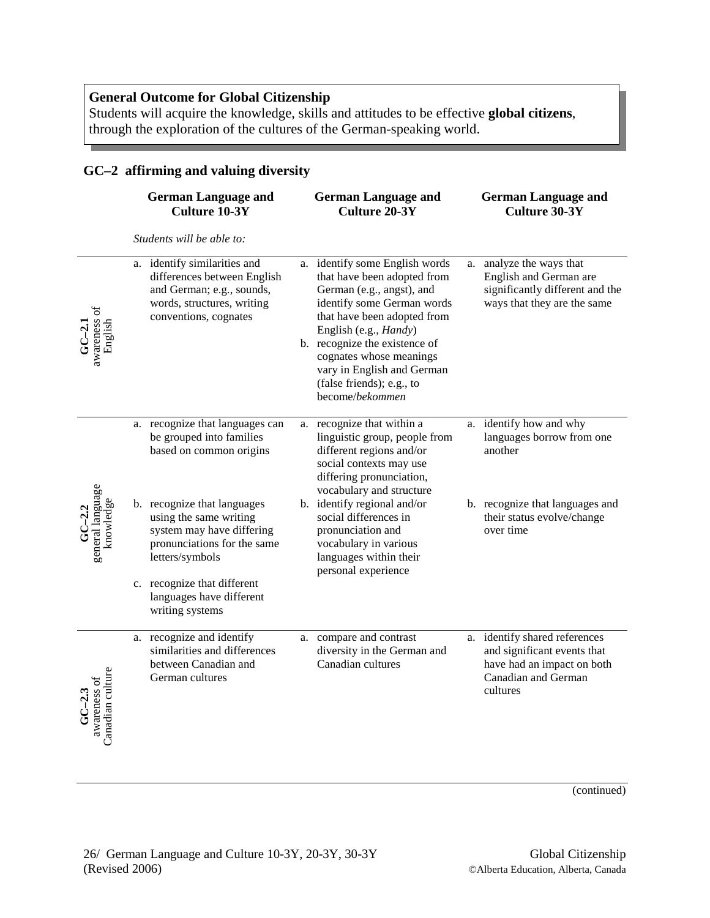**General Outcome for Global Citizenship**
Students will acquire the knowledge, skills and attitudes to be effective **global citizens**, through the exploration of the cultures of the German-speaking world.

## GC–2 affirming and valuing diversity

*Students will be able to:*

| | German Language and Culture 10-3Y | German Language and Culture 20-3Y | German Language and Culture 30-3Y |
|---|---|---|---|
| **GC–2.1** awareness of English | a. identify similarities and differences between English and German; e.g., sounds, words, structures, writing conventions, cognates | a. identify some English words that have been adopted from German (e.g., angst), and identify some German words that have been adopted from English (e.g., *Handy*)<br>b. recognize the existence of cognates whose meanings vary in English and German (false friends); e.g., to become/*bekommen* | a. analyze the ways that English and German are significantly different and the ways that they are the same |
| **GC–2.2** general language knowledge | a. recognize that languages can be grouped into families based on common origins<br>b. recognize that languages using the same writing system may have differing pronunciations for the same letters/symbols<br>c. recognize that different languages have different writing systems | a. recognize that within a linguistic group, people from different regions and/or social contexts may use differing pronunciation, vocabulary and structure<br>b. identify regional and/or social differences in pronunciation and vocabulary in various languages within their personal experience | a. identify how and why languages borrow from one another<br>b. recognize that languages and their status evolve/change over time |
| **GC–2.3** awareness of Canadian culture | a. recognize and identify similarities and differences between Canadian and German cultures | a. compare and contrast diversity in the German and Canadian cultures | a. identify shared references and significant events that have had an impact on both Canadian and German cultures |

(continued)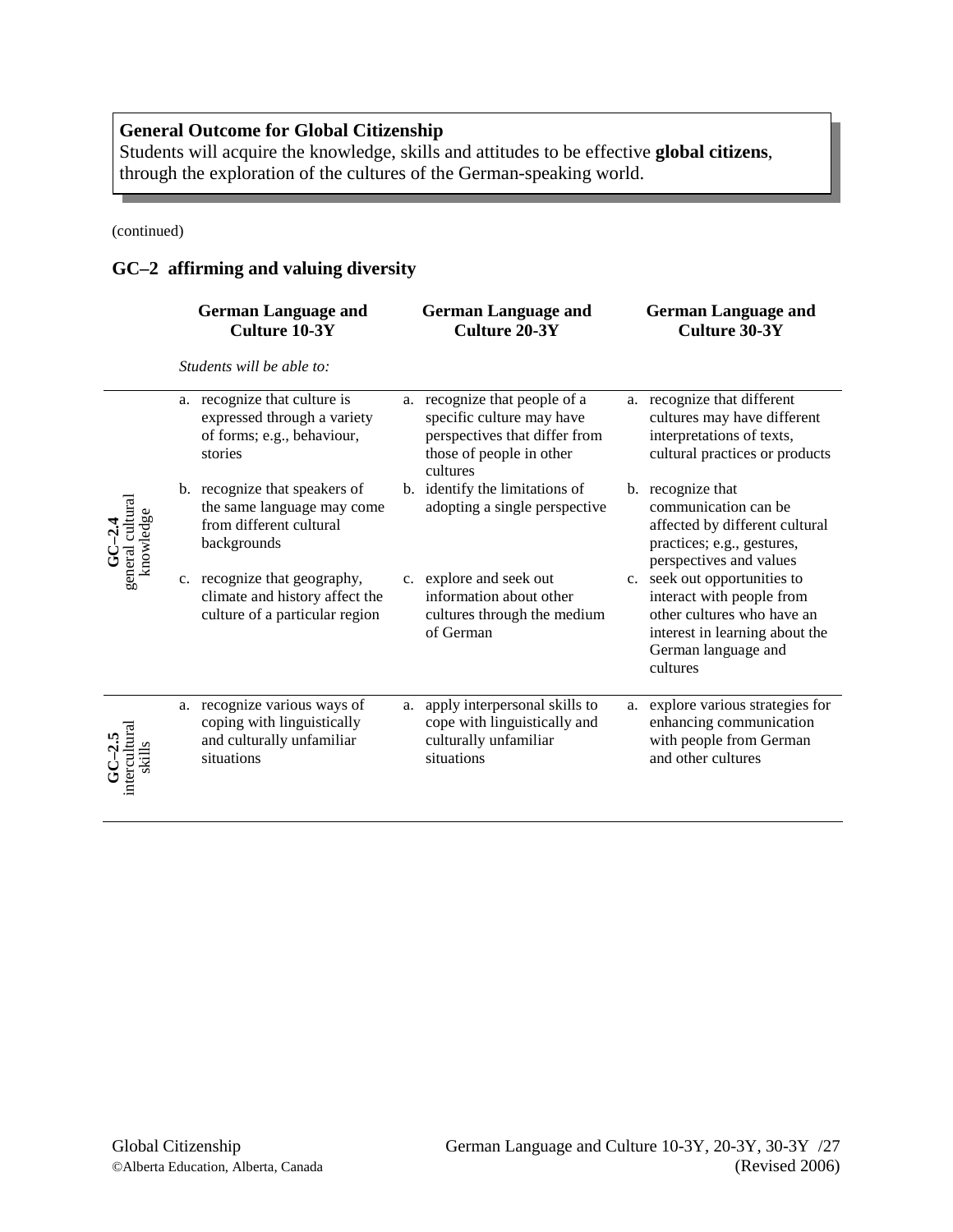**General Outcome for Global Citizenship**
Students will acquire the knowledge, skills and attitudes to be effective **global citizens**, through the exploration of the cultures of the German-speaking world.

(continued)

## GC–2 affirming and valuing diversity

| | German Language and Culture 10-3Y | German Language and Culture 20-3Y | German Language and Culture 30-3Y |
|---|---|---|---|
| | *Students will be able to:* | | |
| **GC–2.4** general cultural knowledge | a. recognize that culture is expressed through a variety of forms; e.g., behaviour, stories | a. recognize that people of a specific culture may have perspectives that differ from those of people in other cultures | a. recognize that different cultures may have different interpretations of texts, cultural practices or products |
| | b. recognize that speakers of the same language may come from different cultural backgrounds | b. identify the limitations of adopting a single perspective | b. recognize that communication can be affected by different cultural practices; e.g., gestures, perspectives and values |
| | c. recognize that geography, climate and history affect the culture of a particular region | c. explore and seek out information about other cultures through the medium of German | c. seek out opportunities to interact with people from other cultures who have an interest in learning about the German language and cultures |
| **GC–2.5** intercultural skills | a. recognize various ways of coping with linguistically and culturally unfamiliar situations | a. apply interpersonal skills to cope with linguistically and culturally unfamiliar situations | a. explore various strategies for enhancing communication with people from German and other cultures |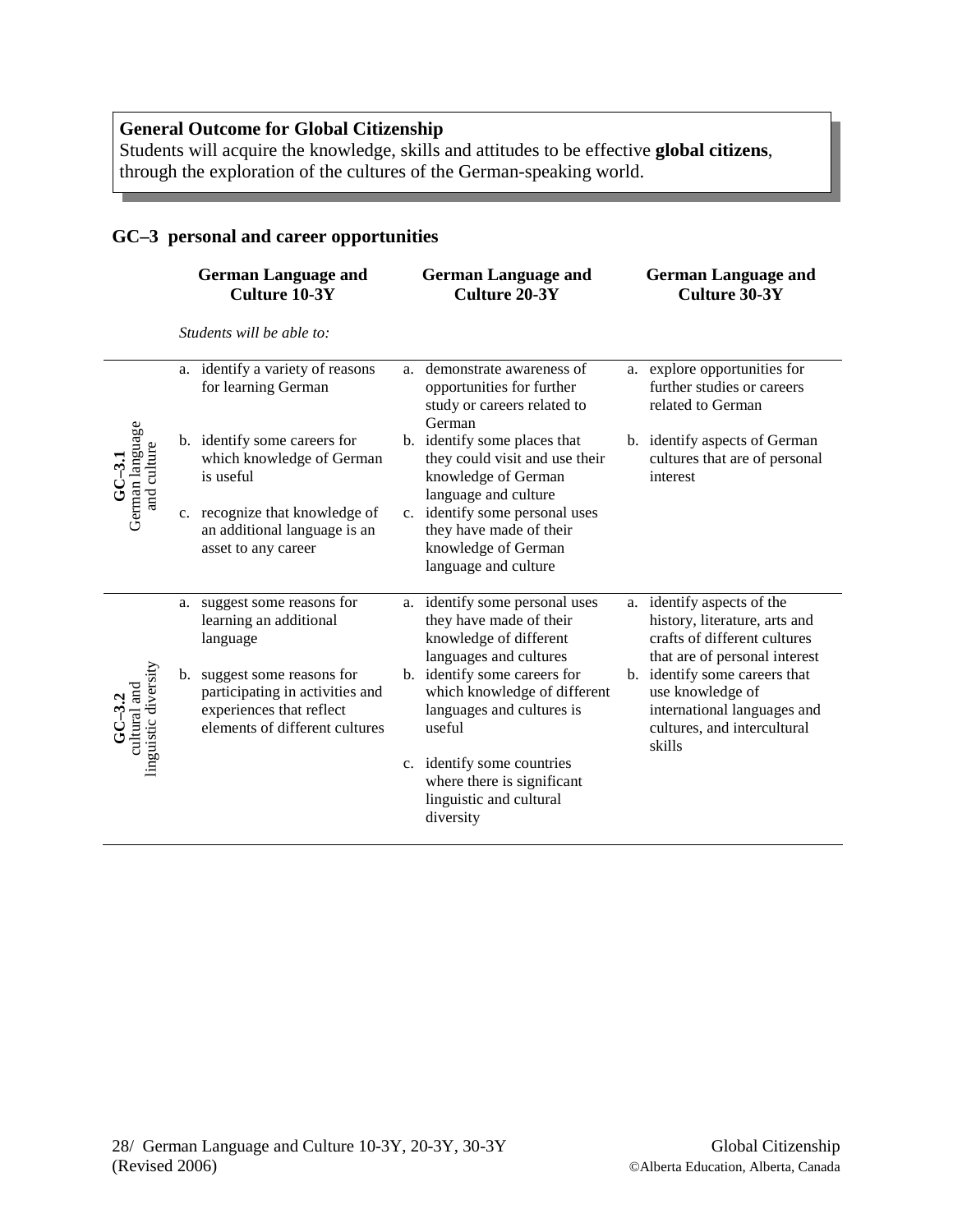**General Outcome for Global Citizenship**
Students will acquire the knowledge, skills and attitudes to be effective **global citizens**, through the exploration of the cultures of the German-speaking world.

## GC–3 personal and career opportunities

| | German Language and Culture 10-3Y | German Language and Culture 20-3Y | German Language and Culture 30-3Y |
|---|---|---|---|
| | *Students will be able to:* | | |
| **GC–3.1** German language and culture | a. identify a variety of reasons for learning German | a. demonstrate awareness of opportunities for further study or careers related to German | a. explore opportunities for further studies or careers related to German |
| | b. identify some careers for which knowledge of German is useful | b. identify some places that they could visit and use their knowledge of German language and culture | b. identify aspects of German cultures that are of personal interest |
| | c. recognize that knowledge of an additional language is an asset to any career | c. identify some personal uses they have made of their knowledge of German language and culture | |
| **GC–3.2** cultural and linguistic diversity | a. suggest some reasons for learning an additional language | a. identify some personal uses they have made of their knowledge of different languages and cultures | a. identify aspects of the history, literature, arts and crafts of different cultures that are of personal interest |
| | b. suggest some reasons for participating in activities and experiences that reflect elements of different cultures | b. identify some careers for which knowledge of different languages and cultures is useful | b. identify some careers that use knowledge of international languages and cultures, and intercultural skills |
| | | c. identify some countries where there is significant linguistic and cultural diversity | |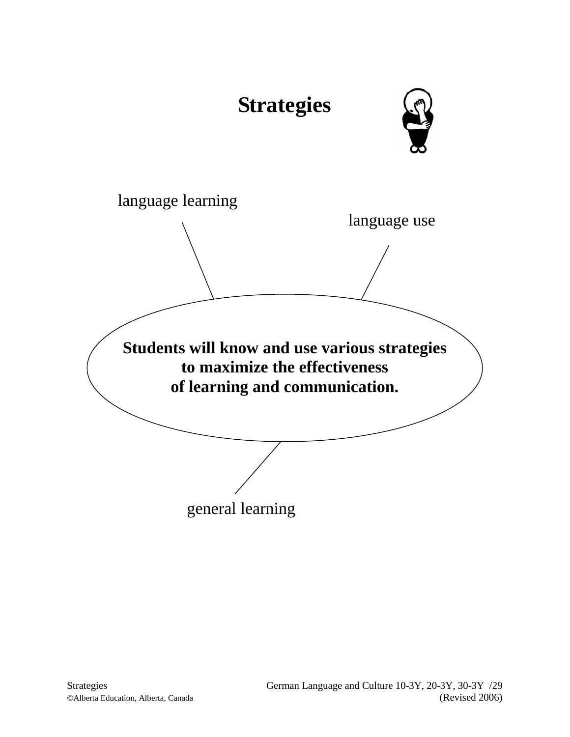# Strategies

language learning

language use

**Students will know and use various strategies to maximize the effectiveness of learning and communication.**

general learning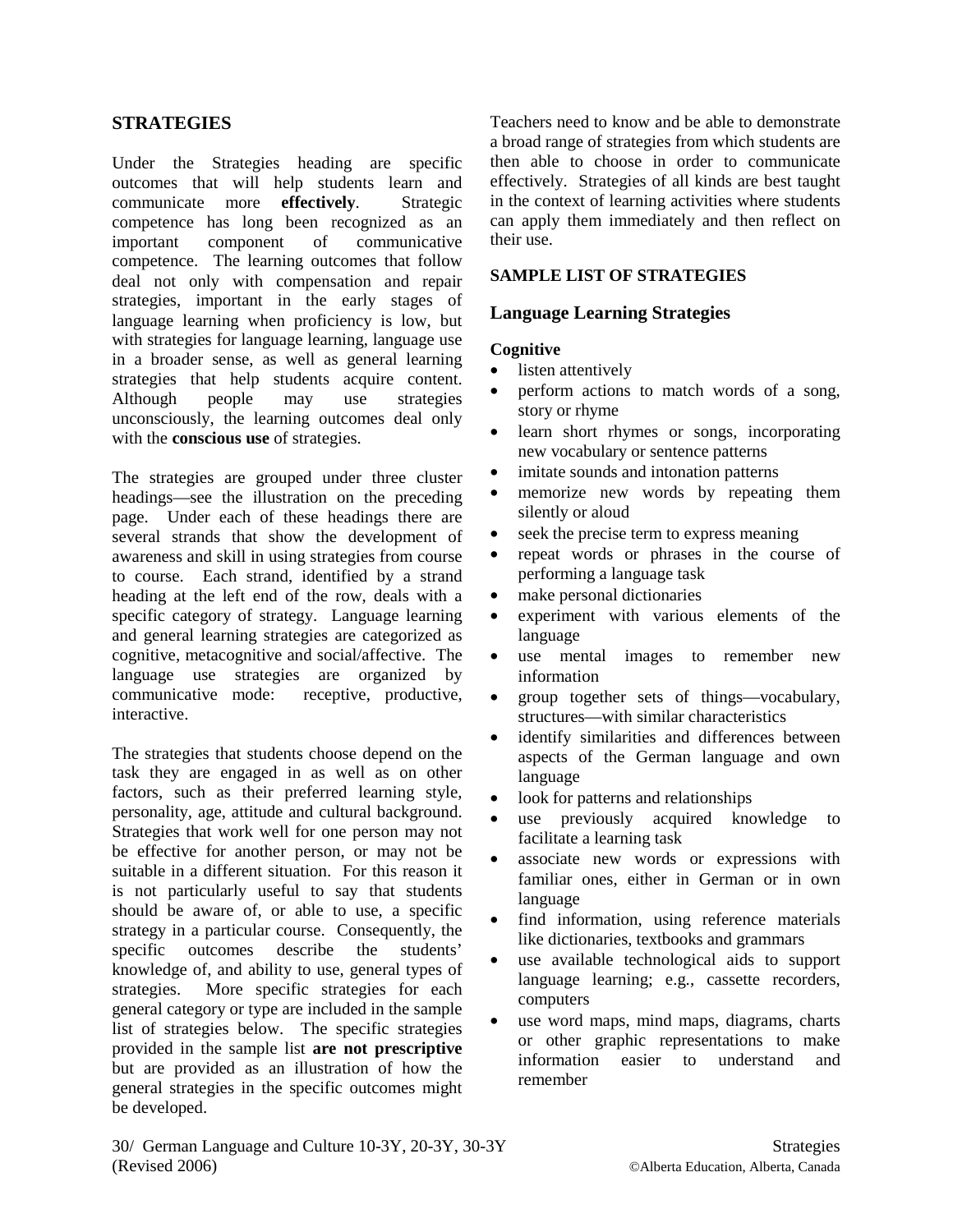## STRATEGIES

Under the Strategies heading are specific outcomes that will help students learn and communicate more **effectively**. Strategic competence has long been recognized as an important component of communicative competence. The learning outcomes that follow deal not only with compensation and repair strategies, important in the early stages of language learning when proficiency is low, but with strategies for language learning, language use in a broader sense, as well as general learning strategies that help students acquire content. Although people may use strategies unconsciously, the learning outcomes deal only with the **conscious use** of strategies.

The strategies are grouped under three cluster headings—see the illustration on the preceding page. Under each of these headings there are several strands that show the development of awareness and skill in using strategies from course to course. Each strand, identified by a strand heading at the left end of the row, deals with a specific category of strategy. Language learning and general learning strategies are categorized as cognitive, metacognitive and social/affective. The language use strategies are organized by communicative mode: receptive, productive, interactive.

The strategies that students choose depend on the task they are engaged in as well as on other factors, such as their preferred learning style, personality, age, attitude and cultural background. Strategies that work well for one person may not be effective for another person, or may not be suitable in a different situation. For this reason it is not particularly useful to say that students should be aware of, or able to use, a specific strategy in a particular course. Consequently, the specific outcomes describe the students' knowledge of, and ability to use, general types of strategies. More specific strategies for each general category or type are included in the sample list of strategies below. The specific strategies provided in the sample list **are not prescriptive** but are provided as an illustration of how the general strategies in the specific outcomes might be developed.

Teachers need to know and be able to demonstrate a broad range of strategies from which students are then able to choose in order to communicate effectively. Strategies of all kinds are best taught in the context of learning activities where students can apply them immediately and then reflect on their use.

### SAMPLE LIST OF STRATEGIES

### Language Learning Strategies

**Cognitive**

- listen attentively
- perform actions to match words of a song, story or rhyme
- learn short rhymes or songs, incorporating new vocabulary or sentence patterns
- imitate sounds and intonation patterns
- memorize new words by repeating them silently or aloud
- seek the precise term to express meaning
- repeat words or phrases in the course of performing a language task
- make personal dictionaries
- experiment with various elements of the language
- use mental images to remember new information
- group together sets of things—vocabulary, structures—with similar characteristics
- identify similarities and differences between aspects of the German language and own language
- look for patterns and relationships
- use previously acquired knowledge to facilitate a learning task
- associate new words or expressions with familiar ones, either in German or in own language
- find information, using reference materials like dictionaries, textbooks and grammars
- use available technological aids to support language learning; e.g., cassette recorders, computers
- use word maps, mind maps, diagrams, charts or other graphic representations to make information easier to understand and remember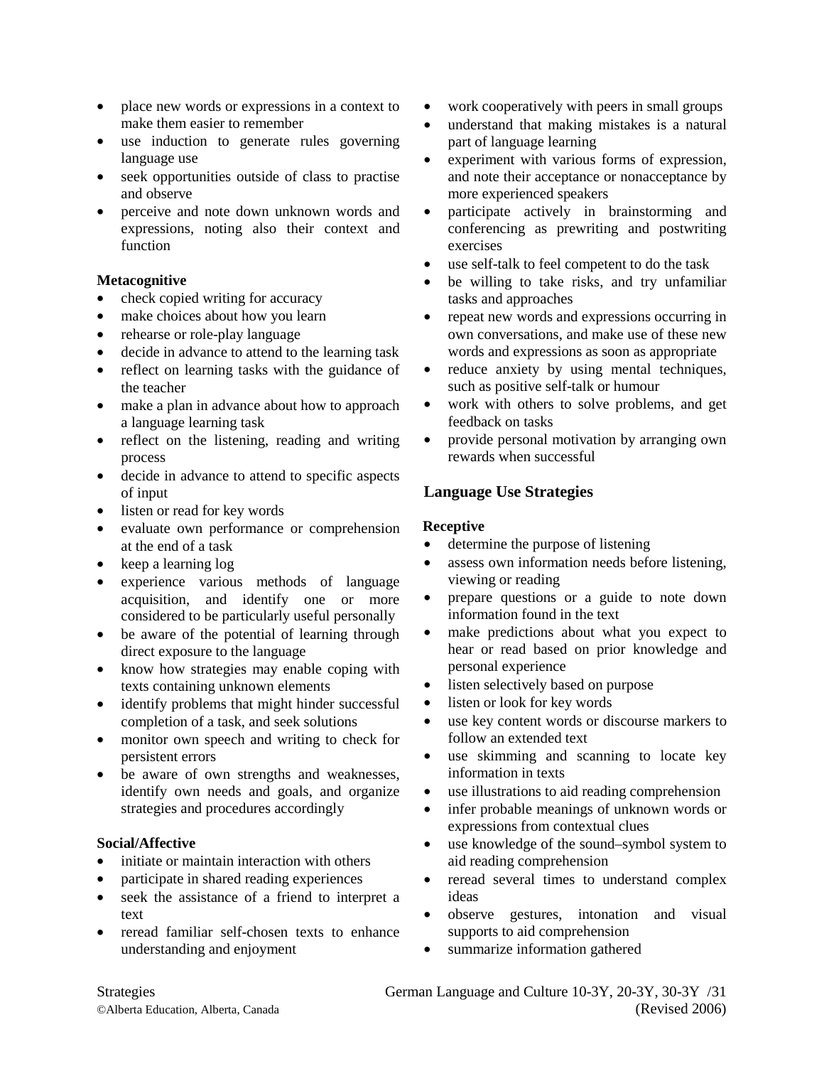- place new words or expressions in a context to make them easier to remember
- use induction to generate rules governing language use
- seek opportunities outside of class to practise and observe
- perceive and note down unknown words and expressions, noting also their context and function

**Metacognitive**

- check copied writing for accuracy
- make choices about how you learn
- rehearse or role-play language
- decide in advance to attend to the learning task
- reflect on learning tasks with the guidance of the teacher
- make a plan in advance about how to approach a language learning task
- reflect on the listening, reading and writing process
- decide in advance to attend to specific aspects of input
- listen or read for key words
- evaluate own performance or comprehension at the end of a task
- keep a learning log
- experience various methods of language acquisition, and identify one or more considered to be particularly useful personally
- be aware of the potential of learning through direct exposure to the language
- know how strategies may enable coping with texts containing unknown elements
- identify problems that might hinder successful completion of a task, and seek solutions
- monitor own speech and writing to check for persistent errors
- be aware of own strengths and weaknesses, identify own needs and goals, and organize strategies and procedures accordingly

**Social/Affective**

- initiate or maintain interaction with others
- participate in shared reading experiences
- seek the assistance of a friend to interpret a text
- reread familiar self-chosen texts to enhance understanding and enjoyment
- work cooperatively with peers in small groups
- understand that making mistakes is a natural part of language learning
- experiment with various forms of expression, and note their acceptance or nonacceptance by more experienced speakers
- participate actively in brainstorming and conferencing as prewriting and postwriting exercises
- use self-talk to feel competent to do the task
- be willing to take risks, and try unfamiliar tasks and approaches
- repeat new words and expressions occurring in own conversations, and make use of these new words and expressions as soon as appropriate
- reduce anxiety by using mental techniques, such as positive self-talk or humour
- work with others to solve problems, and get feedback on tasks
- provide personal motivation by arranging own rewards when successful

## Language Use Strategies

**Receptive**

- determine the purpose of listening
- assess own information needs before listening, viewing or reading
- prepare questions or a guide to note down information found in the text
- make predictions about what you expect to hear or read based on prior knowledge and personal experience
- listen selectively based on purpose
- listen or look for key words
- use key content words or discourse markers to follow an extended text
- use skimming and scanning to locate key information in texts
- use illustrations to aid reading comprehension
- infer probable meanings of unknown words or expressions from contextual clues
- use knowledge of the sound–symbol system to aid reading comprehension
- reread several times to understand complex ideas
- observe gestures, intonation and visual supports to aid comprehension
- summarize information gathered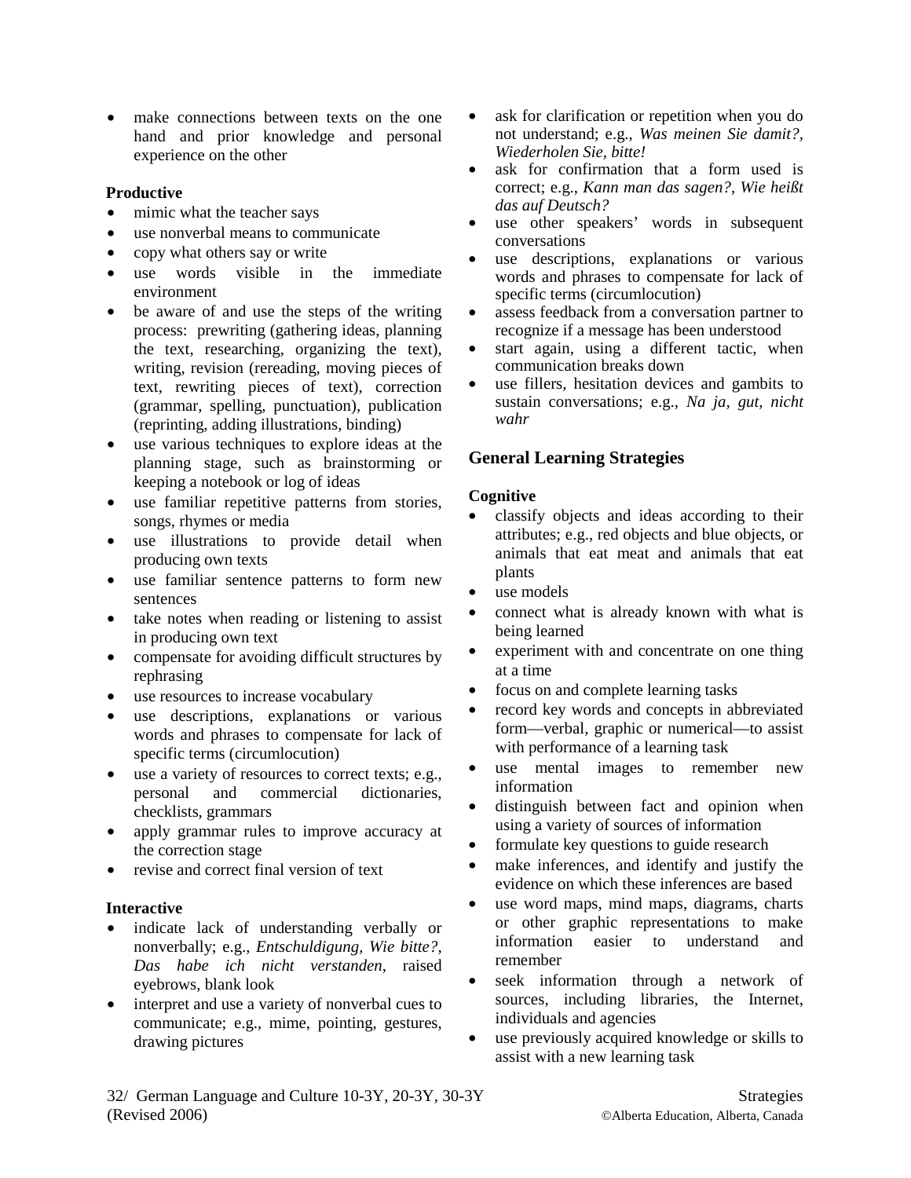- make connections between texts on the one hand and prior knowledge and personal experience on the other

**Productive**

- mimic what the teacher says
- use nonverbal means to communicate
- copy what others say or write
- use words visible in the immediate environment
- be aware of and use the steps of the writing process: prewriting (gathering ideas, planning the text, researching, organizing the text), writing, revision (rereading, moving pieces of text, rewriting pieces of text), correction (grammar, spelling, punctuation), publication (reprinting, adding illustrations, binding)
- use various techniques to explore ideas at the planning stage, such as brainstorming or keeping a notebook or log of ideas
- use familiar repetitive patterns from stories, songs, rhymes or media
- use illustrations to provide detail when producing own texts
- use familiar sentence patterns to form new sentences
- take notes when reading or listening to assist in producing own text
- compensate for avoiding difficult structures by rephrasing
- use resources to increase vocabulary
- use descriptions, explanations or various words and phrases to compensate for lack of specific terms (circumlocution)
- use a variety of resources to correct texts; e.g., personal and commercial dictionaries, checklists, grammars
- apply grammar rules to improve accuracy at the correction stage
- revise and correct final version of text

**Interactive**

- indicate lack of understanding verbally or nonverbally; e.g., *Entschuldigung, Wie bitte?, Das habe ich nicht verstanden*, raised eyebrows, blank look
- interpret and use a variety of nonverbal cues to communicate; e.g., mime, pointing, gestures, drawing pictures
- ask for clarification or repetition when you do not understand; e.g., *Was meinen Sie damit?, Wiederholen Sie, bitte!*
- ask for confirmation that a form used is correct; e.g., *Kann man das sagen?, Wie heißt das auf Deutsch?*
- use other speakers' words in subsequent conversations
- use descriptions, explanations or various words and phrases to compensate for lack of specific terms (circumlocution)
- assess feedback from a conversation partner to recognize if a message has been understood
- start again, using a different tactic, when communication breaks down
- use fillers, hesitation devices and gambits to sustain conversations; e.g., *Na ja, gut, nicht wahr*

## General Learning Strategies

**Cognitive**

- classify objects and ideas according to their attributes; e.g., red objects and blue objects, or animals that eat meat and animals that eat plants
- use models
- connect what is already known with what is being learned
- experiment with and concentrate on one thing at a time
- focus on and complete learning tasks
- record key words and concepts in abbreviated form—verbal, graphic or numerical—to assist with performance of a learning task
- use mental images to remember new information
- distinguish between fact and opinion when using a variety of sources of information
- formulate key questions to guide research
- make inferences, and identify and justify the evidence on which these inferences are based
- use word maps, mind maps, diagrams, charts or other graphic representations to make information easier to understand and remember
- seek information through a network of sources, including libraries, the Internet, individuals and agencies
- use previously acquired knowledge or skills to assist with a new learning task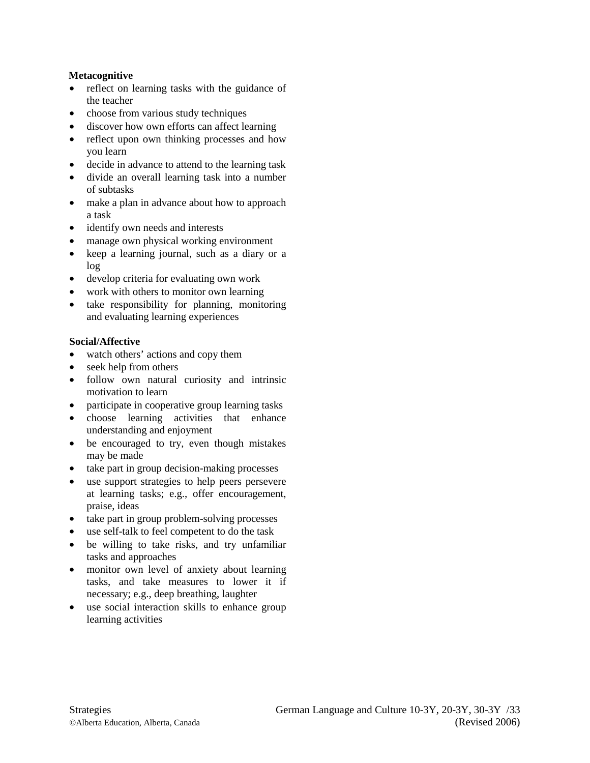**Metacognitive**

- reflect on learning tasks with the guidance of the teacher
- choose from various study techniques
- discover how own efforts can affect learning
- reflect upon own thinking processes and how you learn
- decide in advance to attend to the learning task
- divide an overall learning task into a number of subtasks
- make a plan in advance about how to approach a task
- identify own needs and interests
- manage own physical working environment
- keep a learning journal, such as a diary or a log
- develop criteria for evaluating own work
- work with others to monitor own learning
- take responsibility for planning, monitoring and evaluating learning experiences

**Social/Affective**

- watch others' actions and copy them
- seek help from others
- follow own natural curiosity and intrinsic motivation to learn
- participate in cooperative group learning tasks
- choose learning activities that enhance understanding and enjoyment
- be encouraged to try, even though mistakes may be made
- take part in group decision-making processes
- use support strategies to help peers persevere at learning tasks; e.g., offer encouragement, praise, ideas
- take part in group problem-solving processes
- use self-talk to feel competent to do the task
- be willing to take risks, and try unfamiliar tasks and approaches
- monitor own level of anxiety about learning tasks, and take measures to lower it if necessary; e.g., deep breathing, laughter
- use social interaction skills to enhance group learning activities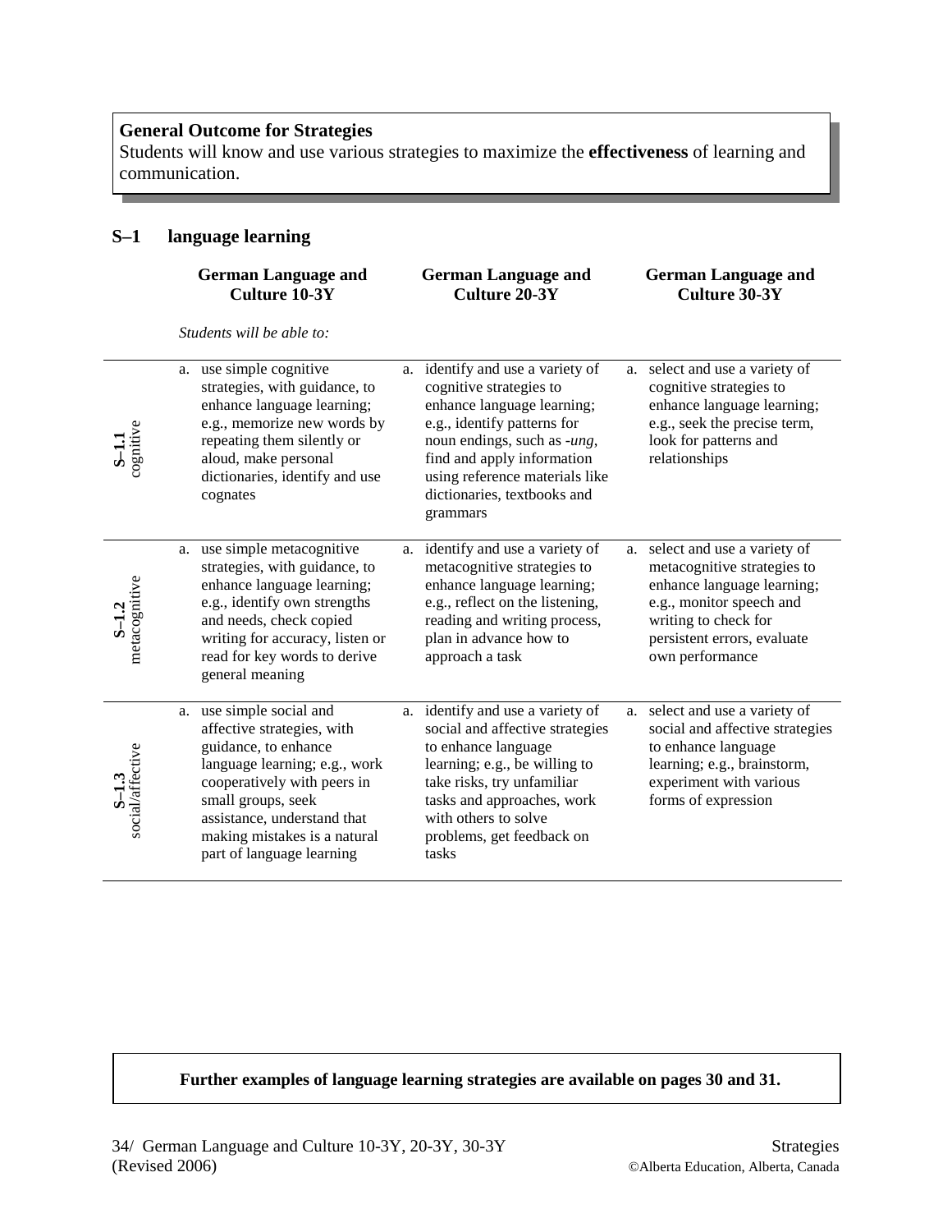**General Outcome for Strategies**
Students will know and use various strategies to maximize the **effectiveness** of learning and communication.

## S–1 language learning

| | German Language and Culture 10-3Y | German Language and Culture 20-3Y | German Language and Culture 30-3Y |
|---|---|---|---|
| | *Students will be able to:* | | |
| **S–1.1** cognitive | a. use simple cognitive strategies, with guidance, to enhance language learning; e.g., memorize new words by repeating them silently or aloud, make personal dictionaries, identify and use cognates | a. identify and use a variety of cognitive strategies to enhance language learning; e.g., identify patterns for noun endings, such as *-ung*, find and apply information using reference materials like dictionaries, textbooks and grammars | a. select and use a variety of cognitive strategies to enhance language learning; e.g., seek the precise term, look for patterns and relationships |
| **S–1.2** metacognitive | a. use simple metacognitive strategies, with guidance, to enhance language learning; e.g., identify own strengths and needs, check copied writing for accuracy, listen or read for key words to derive general meaning | a. identify and use a variety of metacognitive strategies to enhance language learning; e.g., reflect on the listening, reading and writing process, plan in advance how to approach a task | a. select and use a variety of metacognitive strategies to enhance language learning; e.g., monitor speech and writing to check for persistent errors, evaluate own performance |
| **S–1.3** social/affective | a. use simple social and affective strategies, with guidance, to enhance language learning; e.g., work cooperatively with peers in small groups, seek assistance, understand that making mistakes is a natural part of language learning | a. identify and use a variety of social and affective strategies to enhance language learning; e.g., be willing to take risks, try unfamiliar tasks and approaches, work with others to solve problems, get feedback on tasks | a. select and use a variety of social and affective strategies to enhance language learning; e.g., brainstorm, experiment with various forms of expression |

**Further examples of language learning strategies are available on pages 30 and 31.**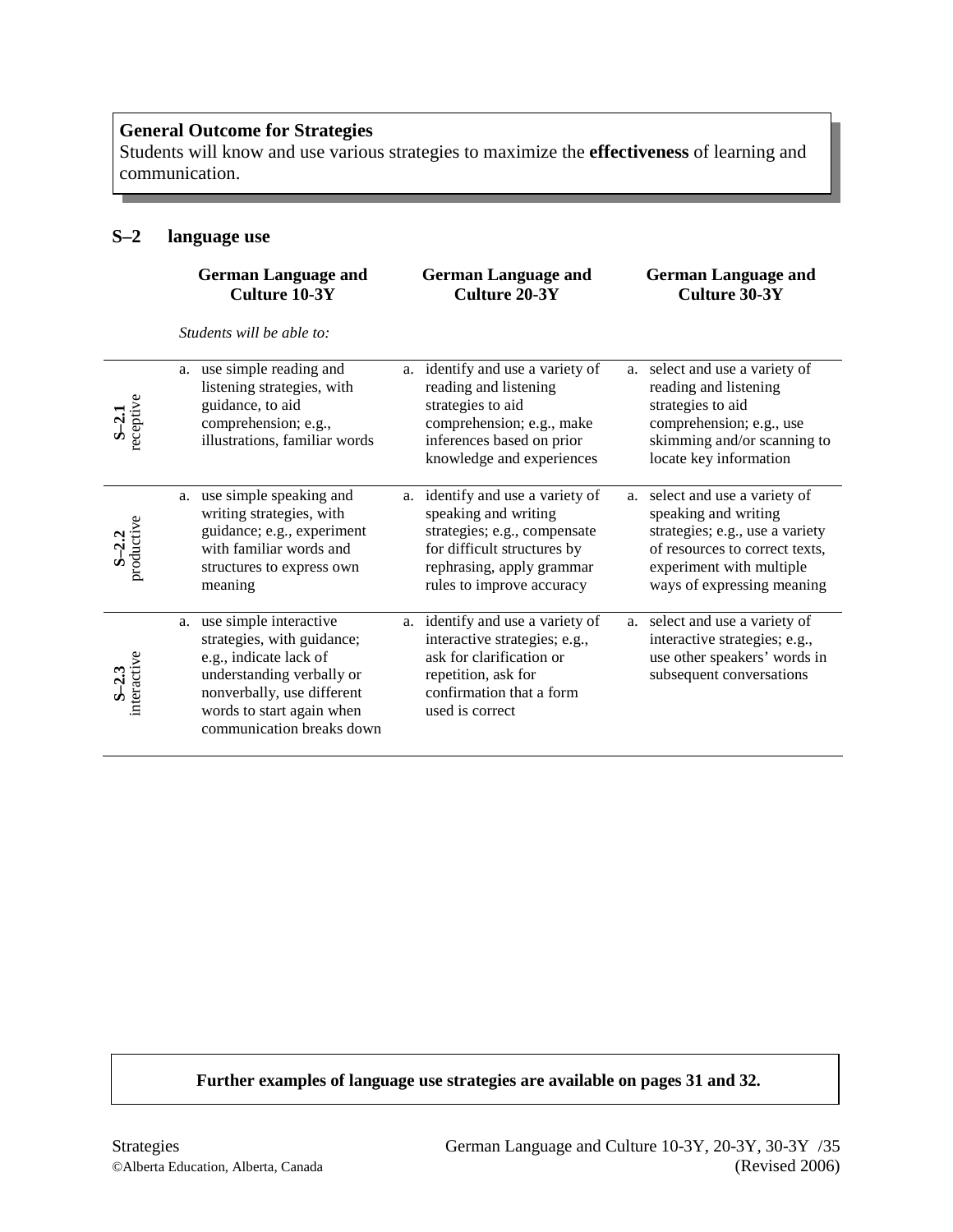**General Outcome for Strategies**
Students will know and use various strategies to maximize the **effectiveness** of learning and communication.

## S–2 language use

| | German Language and Culture 10-3Y | German Language and Culture 20-3Y | German Language and Culture 30-3Y |
|---|---|---|---|
| | *Students will be able to:* | | |
| **S–2.1** receptive | a. use simple reading and listening strategies, with guidance, to aid comprehension; e.g., illustrations, familiar words | a. identify and use a variety of reading and listening strategies to aid comprehension; e.g., make inferences based on prior knowledge and experiences | a. select and use a variety of reading and listening strategies to aid comprehension; e.g., use skimming and/or scanning to locate key information |
| **S–2.2** productive | a. use simple speaking and writing strategies, with guidance; e.g., experiment with familiar words and structures to express own meaning | a. identify and use a variety of speaking and writing strategies; e.g., compensate for difficult structures by rephrasing, apply grammar rules to improve accuracy | a. select and use a variety of speaking and writing strategies; e.g., use a variety of resources to correct texts, experiment with multiple ways of expressing meaning |
| **S–2.3** interactive | a. use simple interactive strategies, with guidance; e.g., indicate lack of understanding verbally or nonverbally, use different words to start again when communication breaks down | a. identify and use a variety of interactive strategies; e.g., ask for clarification or repetition, ask for confirmation that a form used is correct | a. select and use a variety of interactive strategies; e.g., use other speakers' words in subsequent conversations |

**Further examples of language use strategies are available on pages 31 and 32.**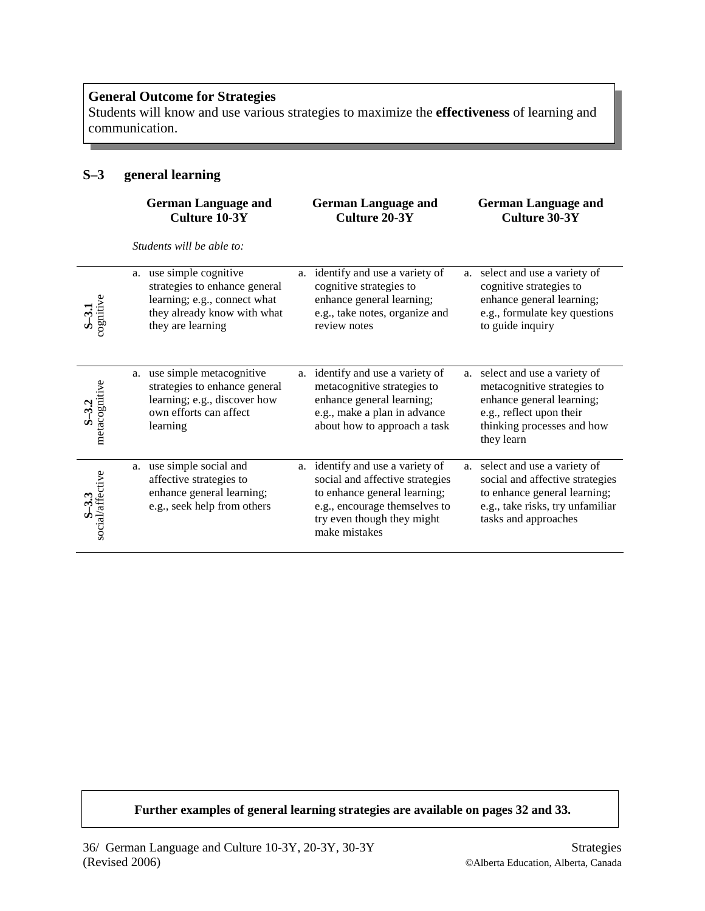**General Outcome for Strategies**
Students will know and use various strategies to maximize the **effectiveness** of learning and communication.

## S–3 general learning

| | German Language and Culture 10-3Y | German Language and Culture 20-3Y | German Language and Culture 30-3Y |
|---|---|---|---|
| | *Students will be able to:* | | |
| **S–3.1** cognitive | a. use simple cognitive strategies to enhance general learning; e.g., connect what they already know with what they are learning | a. identify and use a variety of cognitive strategies to enhance general learning; e.g., take notes, organize and review notes | a. select and use a variety of cognitive strategies to enhance general learning; e.g., formulate key questions to guide inquiry |
| **S–3.2** metacognitive | a. use simple metacognitive strategies to enhance general learning; e.g., discover how own efforts can affect learning | a. identify and use a variety of metacognitive strategies to enhance general learning; e.g., make a plan in advance about how to approach a task | a. select and use a variety of metacognitive strategies to enhance general learning; e.g., reflect upon their thinking processes and how they learn |
| **S–3.3** social/affective | a. use simple social and affective strategies to enhance general learning; e.g., seek help from others | a. identify and use a variety of social and affective strategies to enhance general learning; e.g., encourage themselves to try even though they might make mistakes | a. select and use a variety of social and affective strategies to enhance general learning; e.g., take risks, try unfamiliar tasks and approaches |

**Further examples of general learning strategies are available on pages 32 and 33.**